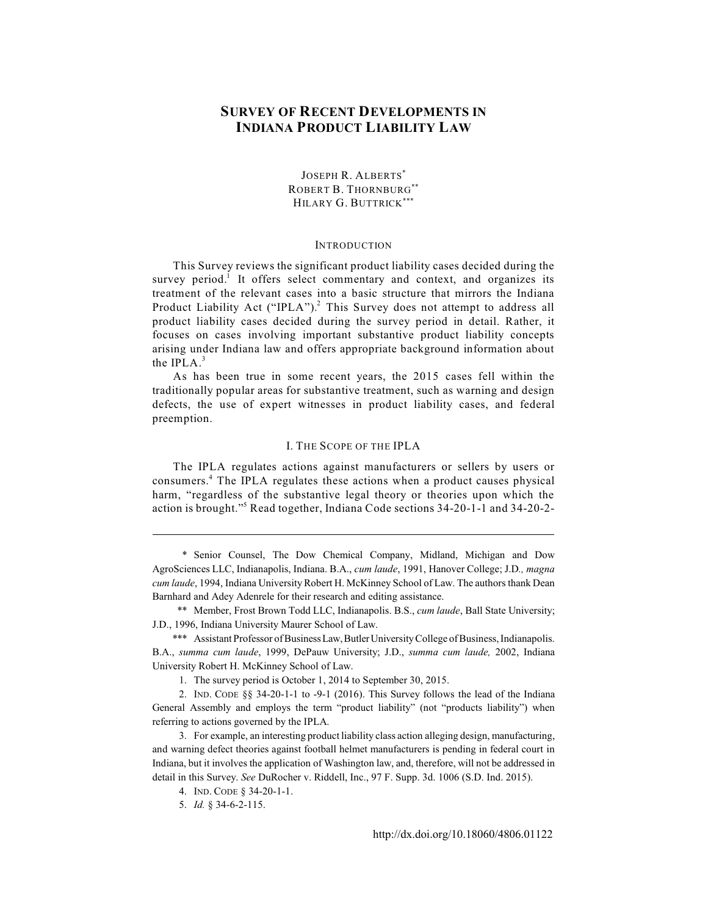# SURVEY OF RECENT DEVELOPMENTS IN INDIANA PRODUCT LIABILITY LAW

JOSEPH R. ALBERTS[*]
ROBERT B. THORNBURG[**]
HILARY G. BUTTRICK[***]

## INTRODUCTION

This Survey reviews the significant product liability cases decided during the survey period.[1] It offers select commentary and context, and organizes its treatment of the relevant cases into a basic structure that mirrors the Indiana Product Liability Act ("IPLA").[2] This Survey does not attempt to address all product liability cases decided during the survey period in detail. Rather, it focuses on cases involving important substantive product liability concepts arising under Indiana law and offers appropriate background information about the IPLA.[3]

As has been true in some recent years, the 2015 cases fell within the traditionally popular areas for substantive treatment, such as warning and design defects, the use of expert witnesses in product liability cases, and federal preemption.

## I. THE SCOPE OF THE IPLA

The IPLA regulates actions against manufacturers or sellers by users or consumers.[4] The IPLA regulates these actions when a product causes physical harm, "regardless of the substantive legal theory or theories upon which the action is brought."[5] Read together, Indiana Code sections 34-20-1-1 and 34-20-2-

---

\* Senior Counsel, The Dow Chemical Company, Midland, Michigan and Dow AgroSciences LLC, Indianapolis, Indiana. B.A., *cum laude*, 1991, Hanover College; J.D.*, magna cum laude*, 1994, Indiana University Robert H. McKinney School of Law. The authors thank Dean Barnhard and Adey Adenrele for their research and editing assistance.

\*\* Member, Frost Brown Todd LLC, Indianapolis. B.S., *cum laude*, Ball State University; J.D., 1996, Indiana University Maurer School of Law.

\*\*\* Assistant Professor of Business Law, Butler University College of Business, Indianapolis. B.A., *summa cum laude*, 1999, DePauw University; J.D., *summa cum laude,* 2002, Indiana University Robert H. McKinney School of Law.

1. The survey period is October 1, 2014 to September 30, 2015.

2. IND. CODE §§ 34-20-1-1 to -9-1 (2016). This Survey follows the lead of the Indiana General Assembly and employs the term "product liability" (not "products liability") when referring to actions governed by the IPLA.

3. For example, an interesting product liability class action alleging design, manufacturing, and warning defect theories against football helmet manufacturers is pending in federal court in Indiana, but it involves the application of Washington law, and, therefore, will not be addressed in detail in this Survey. *See* DuRocher v. Riddell, Inc., 97 F. Supp. 3d. 1006 (S.D. Ind. 2015).

4. IND. CODE § 34-20-1-1.

5. *Id.* § 34-6-2-115.

http://dx.doi.org/10.18060/4806.01122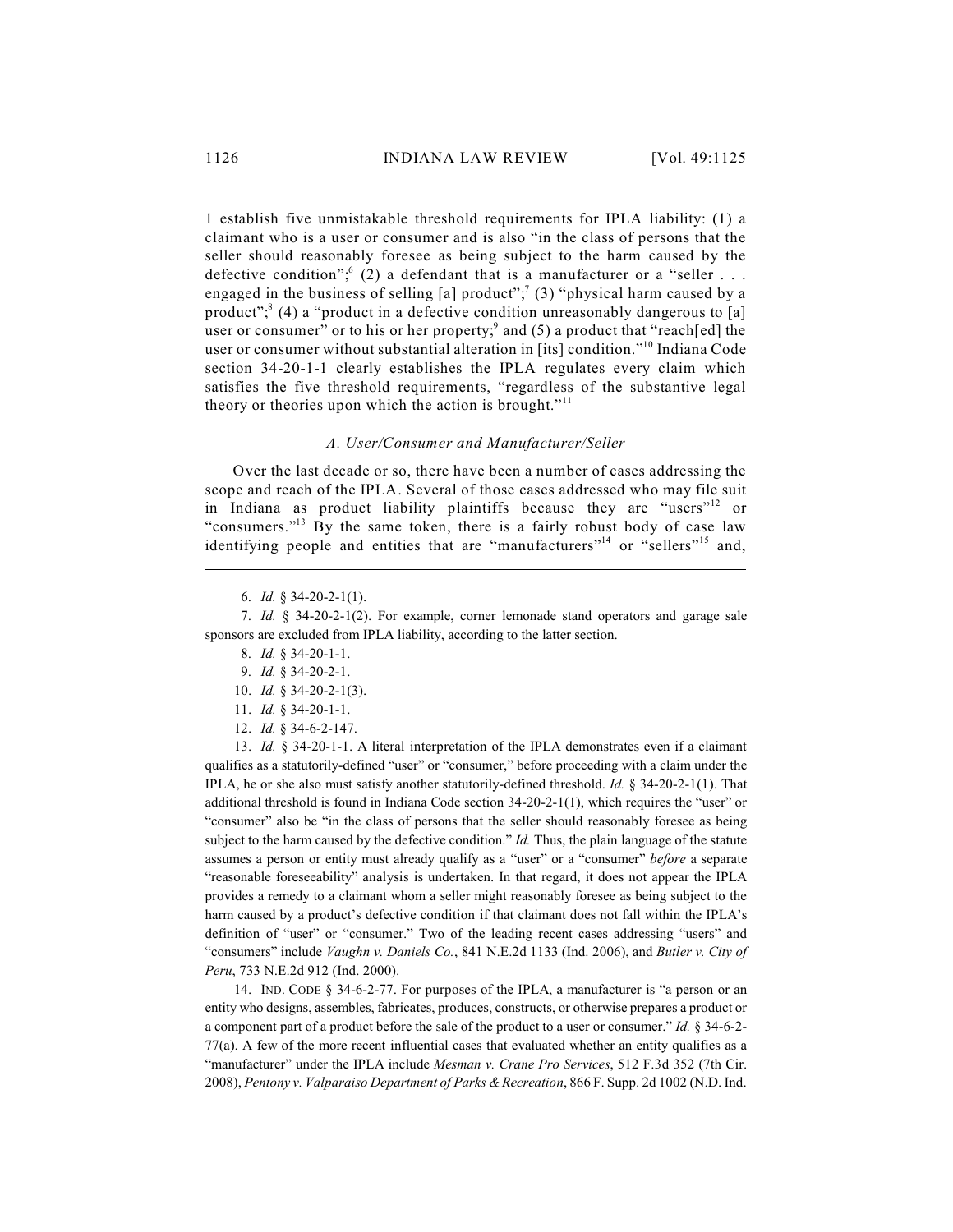1 establish five unmistakable threshold requirements for IPLA liability: (1) a claimant who is a user or consumer and is also "in the class of persons that the seller should reasonably foresee as being subject to the harm caused by the defective condition";[6] (2) a defendant that is a manufacturer or a "seller . . . engaged in the business of selling [a] product";[7] (3) "physical harm caused by a product";[8] (4) a "product in a defective condition unreasonably dangerous to [a] user or consumer" or to his or her property;[9] and (5) a product that "reach[ed] the user or consumer without substantial alteration in [its] condition."[10] Indiana Code section 34-20-1-1 clearly establishes the IPLA regulates every claim which satisfies the five threshold requirements, "regardless of the substantive legal theory or theories upon which the action is brought."[11]

### *A. User/Consumer and Manufacturer/Seller*

Over the last decade or so, there have been a number of cases addressing the scope and reach of the IPLA. Several of those cases addressed who may file suit in Indiana as product liability plaintiffs because they are "users"[12] or "consumers."[13] By the same token, there is a fairly robust body of case law identifying people and entities that are "manufacturers"[14] or "sellers"[15] and,

---

6. *Id.* § 34-20-2-1(1).

7. *Id.* § 34-20-2-1(2). For example, corner lemonade stand operators and garage sale sponsors are excluded from IPLA liability, according to the latter section.

8. *Id.* § 34-20-1-1.

9. *Id.* § 34-20-2-1.

10. *Id.* § 34-20-2-1(3).

11. *Id.* § 34-20-1-1.

12. *Id.* § 34-6-2-147.

13. *Id.* § 34-20-1-1. A literal interpretation of the IPLA demonstrates even if a claimant qualifies as a statutorily-defined "user" or "consumer," before proceeding with a claim under the IPLA, he or she also must satisfy another statutorily-defined threshold. *Id.* § 34-20-2-1(1). That additional threshold is found in Indiana Code section 34-20-2-1(1), which requires the "user" or "consumer" also be "in the class of persons that the seller should reasonably foresee as being subject to the harm caused by the defective condition." *Id.* Thus, the plain language of the statute assumes a person or entity must already qualify as a "user" or a "consumer" *before* a separate "reasonable foreseeability" analysis is undertaken. In that regard, it does not appear the IPLA provides a remedy to a claimant whom a seller might reasonably foresee as being subject to the harm caused by a product's defective condition if that claimant does not fall within the IPLA's definition of "user" or "consumer." Two of the leading recent cases addressing "users" and "consumers" include *Vaughn v. Daniels Co.*, 841 N.E.2d 1133 (Ind. 2006), and *Butler v. City of Peru*, 733 N.E.2d 912 (Ind. 2000).

14. IND. CODE § 34-6-2-77. For purposes of the IPLA, a manufacturer is "a person or an entity who designs, assembles, fabricates, produces, constructs, or otherwise prepares a product or a component part of a product before the sale of the product to a user or consumer." *Id.* § 34-6-2-77(a). A few of the more recent influential cases that evaluated whether an entity qualifies as a "manufacturer" under the IPLA include *Mesman v. Crane Pro Services*, 512 F.3d 352 (7th Cir. 2008), *Pentony v. Valparaiso Department of Parks & Recreation*, 866 F. Supp. 2d 1002 (N.D. Ind.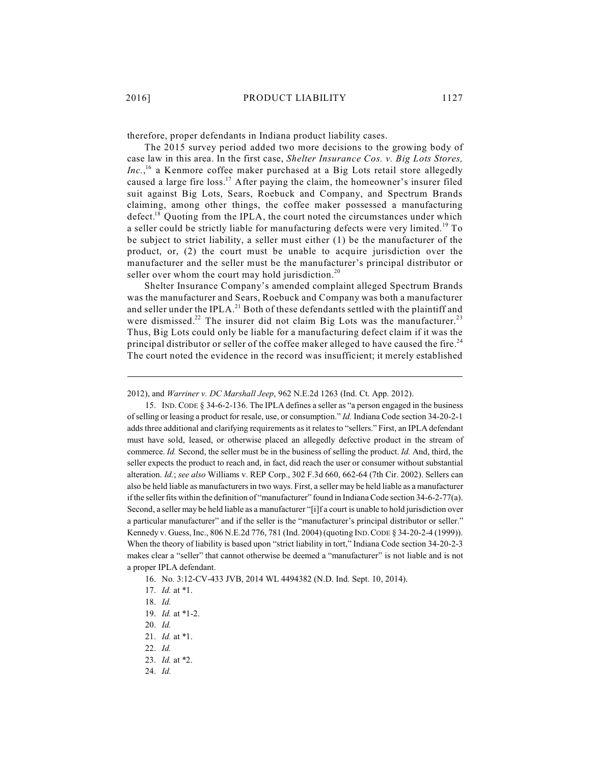therefore, proper defendants in Indiana product liability cases.

The 2015 survey period added two more decisions to the growing body of case law in this area. In the first case, *Shelter Insurance Cos. v. Big Lots Stores, Inc.*,[16] a Kenmore coffee maker purchased at a Big Lots retail store allegedly caused a large fire loss.[17] After paying the claim, the homeowner's insurer filed suit against Big Lots, Sears, Roebuck and Company, and Spectrum Brands claiming, among other things, the coffee maker possessed a manufacturing defect.[18] Quoting from the IPLA, the court noted the circumstances under which a seller could be strictly liable for manufacturing defects were very limited.[19] To be subject to strict liability, a seller must either (1) be the manufacturer of the product, or, (2) the court must be unable to acquire jurisdiction over the manufacturer and the seller must be the manufacturer's principal distributor or seller over whom the court may hold jurisdiction.[20]

Shelter Insurance Company's amended complaint alleged Spectrum Brands was the manufacturer and Sears, Roebuck and Company was both a manufacturer and seller under the IPLA.[21] Both of these defendants settled with the plaintiff and were dismissed.[22] The insurer did not claim Big Lots was the manufacturer.[23] Thus, Big Lots could only be liable for a manufacturing defect claim if it was the principal distributor or seller of the coffee maker alleged to have caused the fire.[24] The court noted the evidence in the record was insufficient; it merely established

---

2012), and *Warriner v. DC Marshall Jeep*, 962 N.E.2d 1263 (Ind. Ct. App. 2012).

15. IND. CODE § 34-6-2-136. The IPLA defines a seller as "a person engaged in the business of selling or leasing a product for resale, use, or consumption." *Id.* Indiana Code section 34-20-2-1 adds three additional and clarifying requirements as it relates to "sellers." First, an IPLA defendant must have sold, leased, or otherwise placed an allegedly defective product in the stream of commerce. *Id.* Second, the seller must be in the business of selling the product. *Id.* And, third, the seller expects the product to reach and, in fact, did reach the user or consumer without substantial alteration. *Id.*; *see also* Williams v. REP Corp., 302 F.3d 660, 662-64 (7th Cir. 2002). Sellers can also be held liable as manufacturers in two ways. First, a seller may be held liable as a manufacturer if the seller fits within the definition of "manufacturer" found in Indiana Code section 34-6-2-77(a). Second, a seller may be held liable as a manufacturer "[i]f a court is unable to hold jurisdiction over a particular manufacturer" and if the seller is the "manufacturer's principal distributor or seller." Kennedy v. Guess, Inc., 806 N.E.2d 776, 781 (Ind. 2004) (quoting IND. CODE § 34-20-2-4 (1999)). When the theory of liability is based upon "strict liability in tort," Indiana Code section 34-20-2-3 makes clear a "seller" that cannot otherwise be deemed a "manufacturer" is not liable and is not a proper IPLA defendant.

16. No. 3:12-CV-433 JVB, 2014 WL 4494382 (N.D. Ind. Sept. 10, 2014).

17. *Id.* at *1.

18. *Id.*

19. *Id.* at *1-2.

20. *Id.*

21. *Id.* at *1.

22. *Id.*

23. *Id.* at *2.

24. *Id.*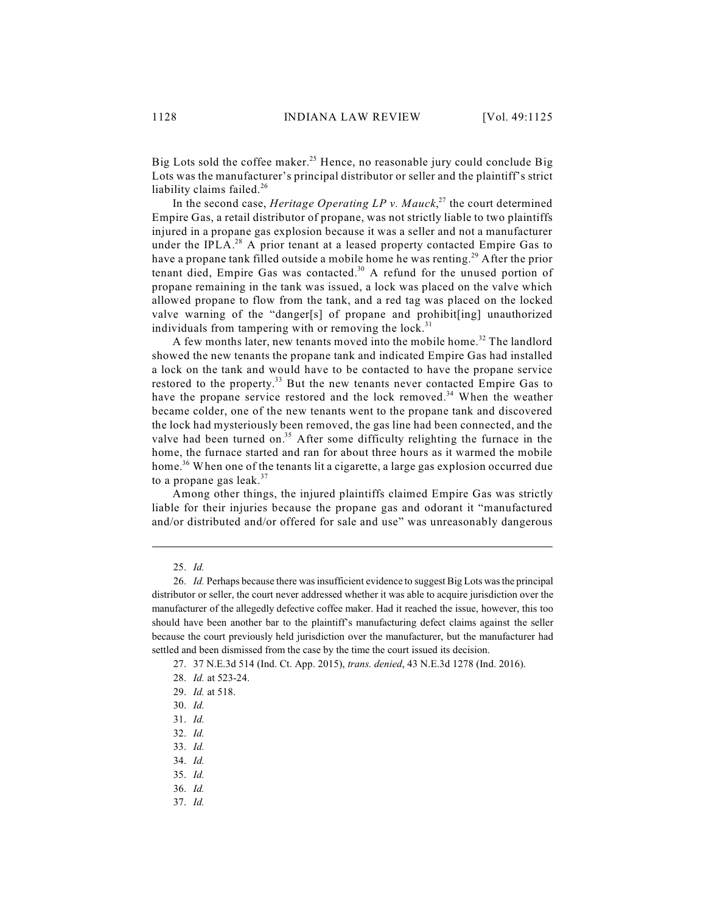Big Lots sold the coffee maker.[25] Hence, no reasonable jury could conclude Big Lots was the manufacturer's principal distributor or seller and the plaintiff's strict liability claims failed.[26]

In the second case, *Heritage Operating LP v. Mauck*,[27] the court determined Empire Gas, a retail distributor of propane, was not strictly liable to two plaintiffs injured in a propane gas explosion because it was a seller and not a manufacturer under the IPLA.[28] A prior tenant at a leased property contacted Empire Gas to have a propane tank filled outside a mobile home he was renting.[29] After the prior tenant died, Empire Gas was contacted.[30] A refund for the unused portion of propane remaining in the tank was issued, a lock was placed on the valve which allowed propane to flow from the tank, and a red tag was placed on the locked valve warning of the "danger[s] of propane and prohibit[ing] unauthorized individuals from tampering with or removing the lock.[31]

A few months later, new tenants moved into the mobile home.[32] The landlord showed the new tenants the propane tank and indicated Empire Gas had installed a lock on the tank and would have to be contacted to have the propane service restored to the property.[33] But the new tenants never contacted Empire Gas to have the propane service restored and the lock removed.[34] When the weather became colder, one of the new tenants went to the propane tank and discovered the lock had mysteriously been removed, the gas line had been connected, and the valve had been turned on.[35] After some difficulty relighting the furnace in the home, the furnace started and ran for about three hours as it warmed the mobile home.[36] When one of the tenants lit a cigarette, a large gas explosion occurred due to a propane gas leak.[37]

Among other things, the injured plaintiffs claimed Empire Gas was strictly liable for their injuries because the propane gas and odorant it "manufactured and/or distributed and/or offered for sale and use" was unreasonably dangerous

---

25. *Id.*

26. *Id.* Perhaps because there was insufficient evidence to suggest Big Lots was the principal distributor or seller, the court never addressed whether it was able to acquire jurisdiction over the manufacturer of the allegedly defective coffee maker. Had it reached the issue, however, this too should have been another bar to the plaintiff's manufacturing defect claims against the seller because the court previously held jurisdiction over the manufacturer, but the manufacturer had settled and been dismissed from the case by the time the court issued its decision.

27. 37 N.E.3d 514 (Ind. Ct. App. 2015), *trans. denied*, 43 N.E.3d 1278 (Ind. 2016).

28. *Id.* at 523-24.

29. *Id.* at 518.

30. *Id.*

31. *Id.*

32. *Id.*

33. *Id.*

34. *Id.*

35. *Id.*

36. *Id.*

37. *Id.*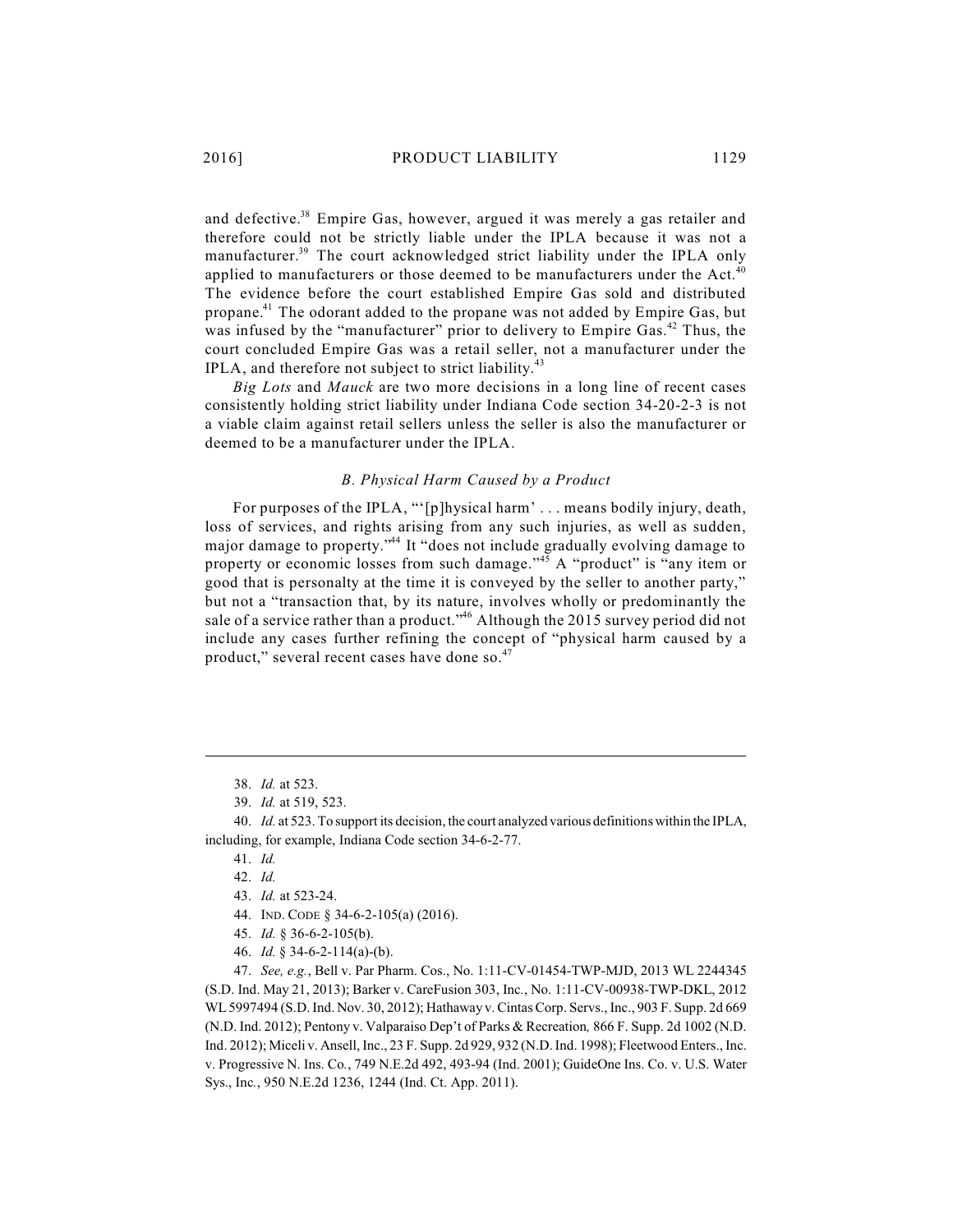and defective.[38] Empire Gas, however, argued it was merely a gas retailer and therefore could not be strictly liable under the IPLA because it was not a manufacturer.[39] The court acknowledged strict liability under the IPLA only applied to manufacturers or those deemed to be manufacturers under the Act.[40] The evidence before the court established Empire Gas sold and distributed propane.[41] The odorant added to the propane was not added by Empire Gas, but was infused by the "manufacturer" prior to delivery to Empire Gas.[42] Thus, the court concluded Empire Gas was a retail seller, not a manufacturer under the IPLA, and therefore not subject to strict liability.[43]

*Big Lots* and *Mauck* are two more decisions in a long line of recent cases consistently holding strict liability under Indiana Code section 34-20-2-3 is not a viable claim against retail sellers unless the seller is also the manufacturer or deemed to be a manufacturer under the IPLA.

### *B. Physical Harm Caused by a Product*

For purposes of the IPLA, "'[p]hysical harm' . . . means bodily injury, death, loss of services, and rights arising from any such injuries, as well as sudden, major damage to property."[44] It "does not include gradually evolving damage to property or economic losses from such damage."[45] A "product" is "any item or good that is personalty at the time it is conveyed by the seller to another party," but not a "transaction that, by its nature, involves wholly or predominantly the sale of a service rather than a product."[46] Although the 2015 survey period did not include any cases further refining the concept of "physical harm caused by a product," several recent cases have done so.[47]

---

38. *Id.* at 523.

39. *Id.* at 519, 523.

40. *Id.* at 523. To support its decision, the court analyzed various definitions within the IPLA, including, for example, Indiana Code section 34-6-2-77.

41. *Id.*

42. *Id.*

43. *Id.* at 523-24.

44. IND. CODE § 34-6-2-105(a) (2016).

45. *Id.* § 36-6-2-105(b).

46. *Id.* § 34-6-2-114(a)-(b).

47. *See, e.g.*, Bell v. Par Pharm. Cos., No. 1:11-CV-01454-TWP-MJD, 2013 WL 2244345 (S.D. Ind. May 21, 2013); Barker v. CareFusion 303, Inc., No. 1:11-CV-00938-TWP-DKL, 2012 WL 5997494 (S.D. Ind. Nov. 30, 2012); Hathaway v. Cintas Corp. Servs., Inc., 903 F. Supp. 2d 669 (N.D. Ind. 2012); Pentony v. Valparaiso Dep't of Parks & Recreation, 866 F. Supp. 2d 1002 (N.D. Ind. 2012); Miceli v. Ansell, Inc., 23 F. Supp. 2d 929, 932 (N.D. Ind. 1998); Fleetwood Enters., Inc. v. Progressive N. Ins. Co., 749 N.E.2d 492, 493-94 (Ind. 2001); GuideOne Ins. Co. v. U.S. Water Sys., Inc., 950 N.E.2d 1236, 1244 (Ind. Ct. App. 2011).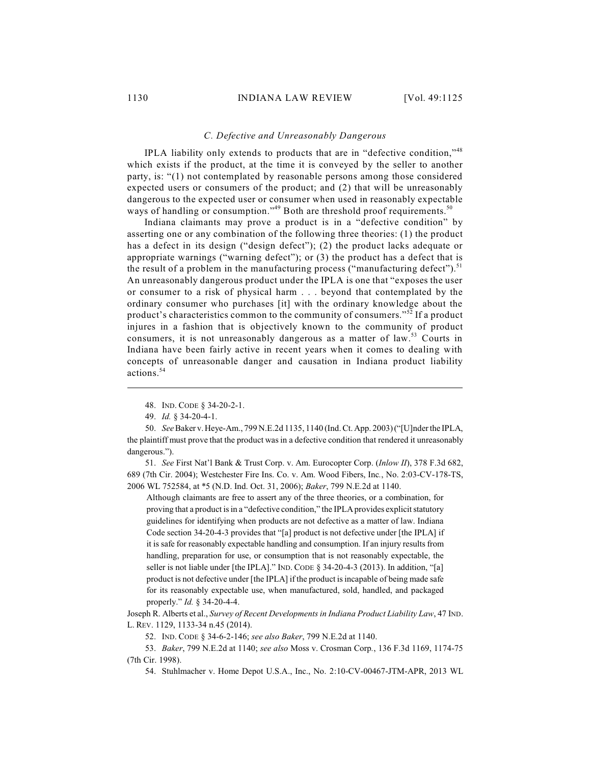### *C. Defective and Unreasonably Dangerous*

IPLA liability only extends to products that are in "defective condition,"[48] which exists if the product, at the time it is conveyed by the seller to another party, is: "(1) not contemplated by reasonable persons among those considered expected users or consumers of the product; and (2) that will be unreasonably dangerous to the expected user or consumer when used in reasonably expectable ways of handling or consumption."[49] Both are threshold proof requirements.[50]

Indiana claimants may prove a product is in a "defective condition" by asserting one or any combination of the following three theories: (1) the product has a defect in its design ("design defect"); (2) the product lacks adequate or appropriate warnings ("warning defect"); or (3) the product has a defect that is the result of a problem in the manufacturing process ("manufacturing defect").[51] An unreasonably dangerous product under the IPLA is one that "exposes the user or consumer to a risk of physical harm . . . beyond that contemplated by the ordinary consumer who purchases [it] with the ordinary knowledge about the product's characteristics common to the community of consumers."[52] If a product injures in a fashion that is objectively known to the community of product consumers, it is not unreasonably dangerous as a matter of law.[53] Courts in Indiana have been fairly active in recent years when it comes to dealing with concepts of unreasonable danger and causation in Indiana product liability actions.[54]

---

48. IND. CODE § 34-20-2-1.

49. *Id.* § 34-20-4-1.

50. *See* Baker v. Heye-Am., 799 N.E.2d 1135, 1140 (Ind. Ct. App. 2003) ("[U]nder the IPLA, the plaintiff must prove that the product was in a defective condition that rendered it unreasonably dangerous.").

51. *See* First Nat'l Bank & Trust Corp. v. Am. Eurocopter Corp. (*Inlow II*), 378 F.3d 682, 689 (7th Cir. 2004); Westchester Fire Ins. Co. v. Am. Wood Fibers, Inc., No. 2:03-CV-178-TS, 2006 WL 752584, at *5 (N.D. Ind. Oct. 31, 2006); *Baker*, 799 N.E.2d at 1140.

> Although claimants are free to assert any of the three theories, or a combination, for proving that a product is in a "defective condition," the IPLA provides explicit statutory guidelines for identifying when products are not defective as a matter of law. Indiana Code section 34-20-4-3 provides that "[a] product is not defective under [the IPLA] if it is safe for reasonably expectable handling and consumption. If an injury results from handling, preparation for use, or consumption that is not reasonably expectable, the seller is not liable under [the IPLA]." IND. CODE § 34-20-4-3 (2013). In addition, "[a] product is not defective under [the IPLA] if the product is incapable of being made safe for its reasonably expectable use, when manufactured, sold, handled, and packaged properly." *Id.* § 34-20-4-4.

Joseph R. Alberts et al., *Survey of Recent Developments in Indiana Product Liability Law*, 47 IND. L. REV. 1129, 1133-34 n.45 (2014).

52. IND. CODE § 34-6-2-146; *see also Baker*, 799 N.E.2d at 1140.

53. *Baker*, 799 N.E.2d at 1140; *see also* Moss v. Crosman Corp., 136 F.3d 1169, 1174-75 (7th Cir. 1998).

54. Stuhlmacher v. Home Depot U.S.A., Inc., No. 2:10-CV-00467-JTM-APR, 2013 WL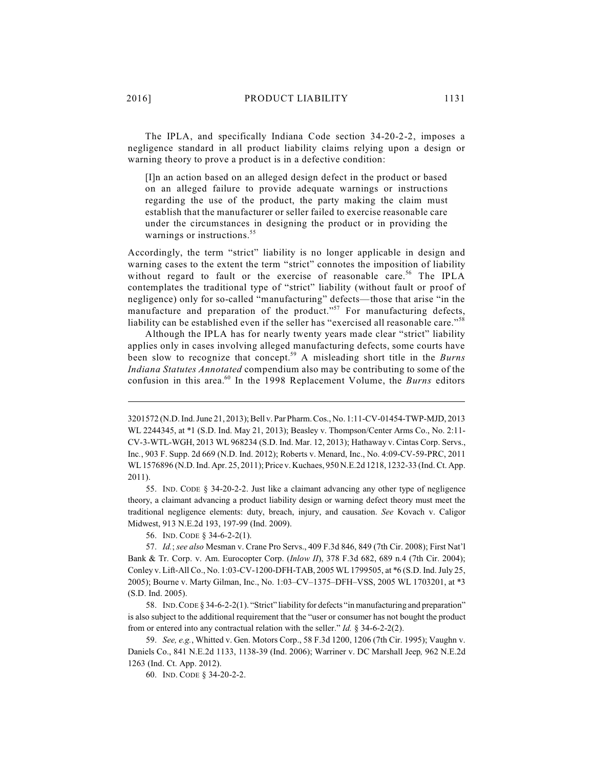The IPLA, and specifically Indiana Code section 34-20-2-2, imposes a negligence standard in all product liability claims relying upon a design or warning theory to prove a product is in a defective condition:

> [I]n an action based on an alleged design defect in the product or based on an alleged failure to provide adequate warnings or instructions regarding the use of the product, the party making the claim must establish that the manufacturer or seller failed to exercise reasonable care under the circumstances in designing the product or in providing the warnings or instructions.[55]

Accordingly, the term "strict" liability is no longer applicable in design and warning cases to the extent the term "strict" connotes the imposition of liability without regard to fault or the exercise of reasonable care.[56] The IPLA contemplates the traditional type of "strict" liability (without fault or proof of negligence) only for so-called "manufacturing" defects—those that arise "in the manufacture and preparation of the product."[57] For manufacturing defects, liability can be established even if the seller has "exercised all reasonable care."[58]

Although the IPLA has for nearly twenty years made clear "strict" liability applies only in cases involving alleged manufacturing defects, some courts have been slow to recognize that concept.[59] A misleading short title in the *Burns Indiana Statutes Annotated* compendium also may be contributing to some of the confusion in this area.[60] In the 1998 Replacement Volume, the *Burns* editors

---

3201572 (N.D. Ind. June 21, 2013); Bell v. Par Pharm. Cos., No. 1:11-CV-01454-TWP-MJD, 2013 WL 2244345, at *1 (S.D. Ind. May 21, 2013); Beasley v. Thompson/Center Arms Co., No. 2:11-CV-3-WTL-WGH, 2013 WL 968234 (S.D. Ind. Mar. 12, 2013); Hathaway v. Cintas Corp. Servs., Inc., 903 F. Supp. 2d 669 (N.D. Ind. 2012); Roberts v. Menard, Inc., No. 4:09-CV-59-PRC, 2011 WL 1576896 (N.D. Ind. Apr. 25, 2011); Price v. Kuchaes, 950 N.E.2d 1218, 1232-33 (Ind. Ct. App. 2011).

55. IND. CODE § 34-20-2-2. Just like a claimant advancing any other type of negligence theory, a claimant advancing a product liability design or warning defect theory must meet the traditional negligence elements: duty, breach, injury, and causation. *See* Kovach v. Caligor Midwest, 913 N.E.2d 193, 197-99 (Ind. 2009).

56. IND. CODE § 34-6-2-2(1).

57. *Id.*; *see also* Mesman v. Crane Pro Servs., 409 F.3d 846, 849 (7th Cir. 2008); First Nat'l Bank & Tr. Corp. v. Am. Eurocopter Corp. (*Inlow II*), 378 F.3d 682, 689 n.4 (7th Cir. 2004); Conley v. Lift-All Co., No. 1:03-CV-1200-DFH-TAB, 2005 WL 1799505, at *6 (S.D. Ind. July 25, 2005); Bourne v. Marty Gilman, Inc., No. 1:03–CV–1375–DFH–VSS, 2005 WL 1703201, at *3 (S.D. Ind. 2005).

58. IND. CODE § 34-6-2-2(1). "Strict" liability for defects "in manufacturing and preparation" is also subject to the additional requirement that the "user or consumer has not bought the product from or entered into any contractual relation with the seller." *Id.* § 34-6-2-2(2).

59. *See, e.g.*, Whitted v. Gen. Motors Corp., 58 F.3d 1200, 1206 (7th Cir. 1995); Vaughn v. Daniels Co., 841 N.E.2d 1133, 1138-39 (Ind. 2006); Warriner v. DC Marshall Jeep*,* 962 N.E.2d 1263 (Ind. Ct. App. 2012).

60. IND. CODE § 34-20-2-2.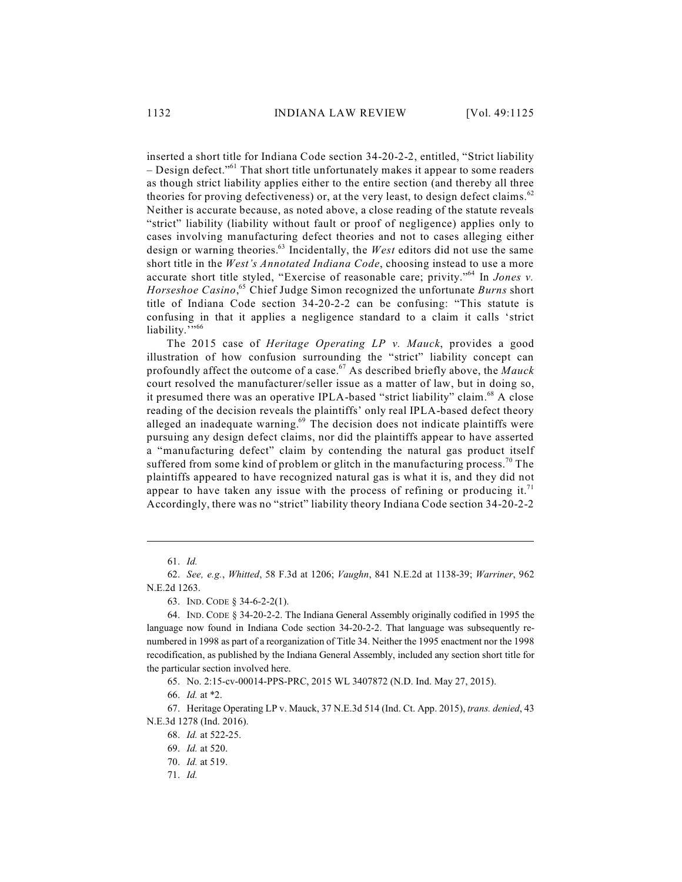inserted a short title for Indiana Code section 34-20-2-2, entitled, "Strict liability – Design defect."[61] That short title unfortunately makes it appear to some readers as though strict liability applies either to the entire section (and thereby all three theories for proving defectiveness) or, at the very least, to design defect claims.[62] Neither is accurate because, as noted above, a close reading of the statute reveals "strict" liability (liability without fault or proof of negligence) applies only to cases involving manufacturing defect theories and not to cases alleging either design or warning theories.[63] Incidentally, the *West* editors did not use the same short title in the *West's Annotated Indiana Code*, choosing instead to use a more accurate short title styled, "Exercise of reasonable care; privity."[64] In *Jones v. Horseshoe Casino*,[65] Chief Judge Simon recognized the unfortunate *Burns* short title of Indiana Code section 34-20-2-2 can be confusing: "This statute is confusing in that it applies a negligence standard to a claim it calls 'strict liability.'"[66]

The 2015 case of *Heritage Operating LP v. Mauck*, provides a good illustration of how confusion surrounding the "strict" liability concept can profoundly affect the outcome of a case.[67] As described briefly above, the *Mauck* court resolved the manufacturer/seller issue as a matter of law, but in doing so, it presumed there was an operative IPLA-based "strict liability" claim.[68] A close reading of the decision reveals the plaintiffs' only real IPLA-based defect theory alleged an inadequate warning.[69] The decision does not indicate plaintiffs were pursuing any design defect claims, nor did the plaintiffs appear to have asserted a "manufacturing defect" claim by contending the natural gas product itself suffered from some kind of problem or glitch in the manufacturing process.[70] The plaintiffs appeared to have recognized natural gas is what it is, and they did not appear to have taken any issue with the process of refining or producing it.[71] Accordingly, there was no "strict" liability theory Indiana Code section 34-20-2-2

---

61. *Id.*

62. *See, e.g.*, *Whitted*, 58 F.3d at 1206; *Vaughn*, 841 N.E.2d at 1138-39; *Warriner*, 962 N.E.2d 1263.

63. IND. CODE § 34-6-2-2(1).

64. IND. CODE § 34-20-2-2. The Indiana General Assembly originally codified in 1995 the language now found in Indiana Code section 34-20-2-2. That language was subsequently renumbered in 1998 as part of a reorganization of Title 34. Neither the 1995 enactment nor the 1998 recodification, as published by the Indiana General Assembly, included any section short title for the particular section involved here.

65. No. 2:15-cv-00014-PPS-PRC, 2015 WL 3407872 (N.D. Ind. May 27, 2015).

66. *Id.* at *2.

67. Heritage Operating LP v. Mauck, 37 N.E.3d 514 (Ind. Ct. App. 2015), *trans. denied*, 43 N.E.3d 1278 (Ind. 2016).

68. *Id.* at 522-25.

69. *Id.* at 520.

70. *Id.* at 519.

71. *Id.*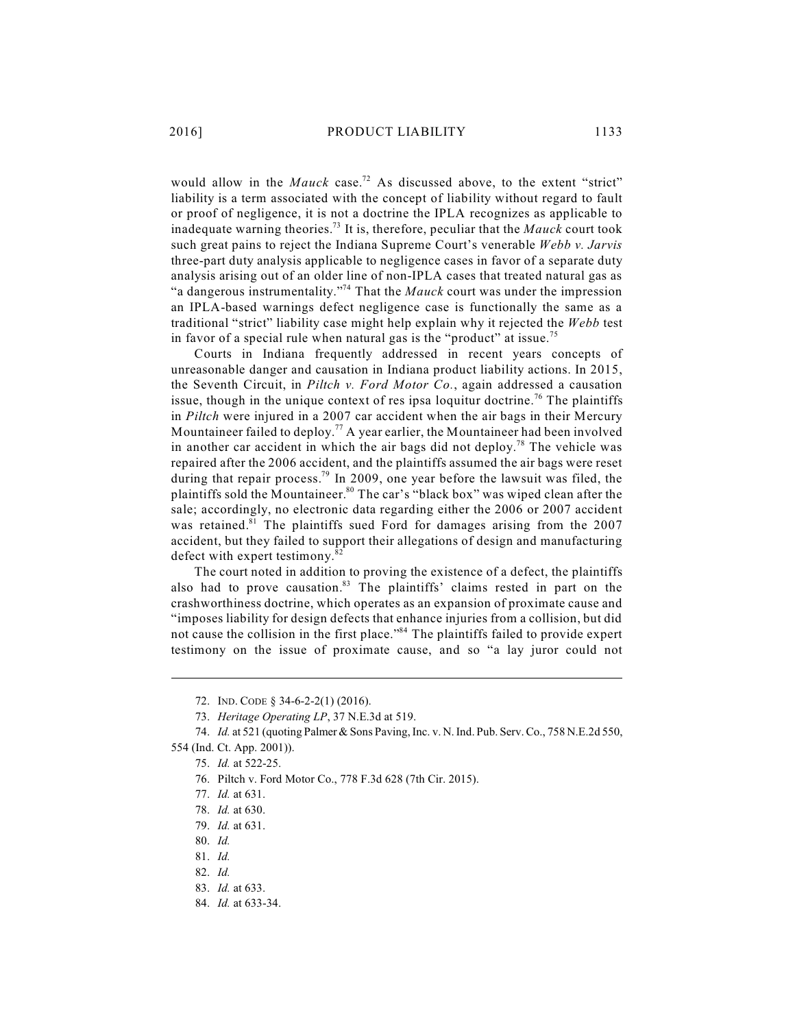would allow in the *Mauck* case.[72] As discussed above, to the extent "strict" liability is a term associated with the concept of liability without regard to fault or proof of negligence, it is not a doctrine the IPLA recognizes as applicable to inadequate warning theories.[73] It is, therefore, peculiar that the *Mauck* court took such great pains to reject the Indiana Supreme Court's venerable *Webb v. Jarvis* three-part duty analysis applicable to negligence cases in favor of a separate duty analysis arising out of an older line of non-IPLA cases that treated natural gas as "a dangerous instrumentality."[74] That the *Mauck* court was under the impression an IPLA-based warnings defect negligence case is functionally the same as a traditional "strict" liability case might help explain why it rejected the *Webb* test in favor of a special rule when natural gas is the "product" at issue.[75]

Courts in Indiana frequently addressed in recent years concepts of unreasonable danger and causation in Indiana product liability actions. In 2015, the Seventh Circuit, in *Piltch v. Ford Motor Co.*, again addressed a causation issue, though in the unique context of res ipsa loquitur doctrine.[76] The plaintiffs in *Piltch* were injured in a 2007 car accident when the air bags in their Mercury Mountaineer failed to deploy.[77] A year earlier, the Mountaineer had been involved in another car accident in which the air bags did not deploy.[78] The vehicle was repaired after the 2006 accident, and the plaintiffs assumed the air bags were reset during that repair process.[79] In 2009, one year before the lawsuit was filed, the plaintiffs sold the Mountaineer.[80] The car's "black box" was wiped clean after the sale; accordingly, no electronic data regarding either the 2006 or 2007 accident was retained.[81] The plaintiffs sued Ford for damages arising from the 2007 accident, but they failed to support their allegations of design and manufacturing defect with expert testimony.[82]

The court noted in addition to proving the existence of a defect, the plaintiffs also had to prove causation.[83] The plaintiffs' claims rested in part on the crashworthiness doctrine, which operates as an expansion of proximate cause and "imposes liability for design defects that enhance injuries from a collision, but did not cause the collision in the first place."[84] The plaintiffs failed to provide expert testimony on the issue of proximate cause, and so "a lay juror could not

---

72. IND. CODE § 34-6-2-2(1) (2016).

73. *Heritage Operating LP*, 37 N.E.3d at 519.

74. *Id.* at 521 (quoting Palmer & Sons Paving, Inc. v. N. Ind. Pub. Serv. Co., 758 N.E.2d 550, 554 (Ind. Ct. App. 2001)).

75. *Id.* at 522-25.

76. Piltch v. Ford Motor Co., 778 F.3d 628 (7th Cir. 2015).

77. *Id.* at 631.

78. *Id.* at 630.

79. *Id.* at 631.

80. *Id.*

81. *Id.*

82. *Id.*

83. *Id.* at 633.

84. *Id.* at 633-34.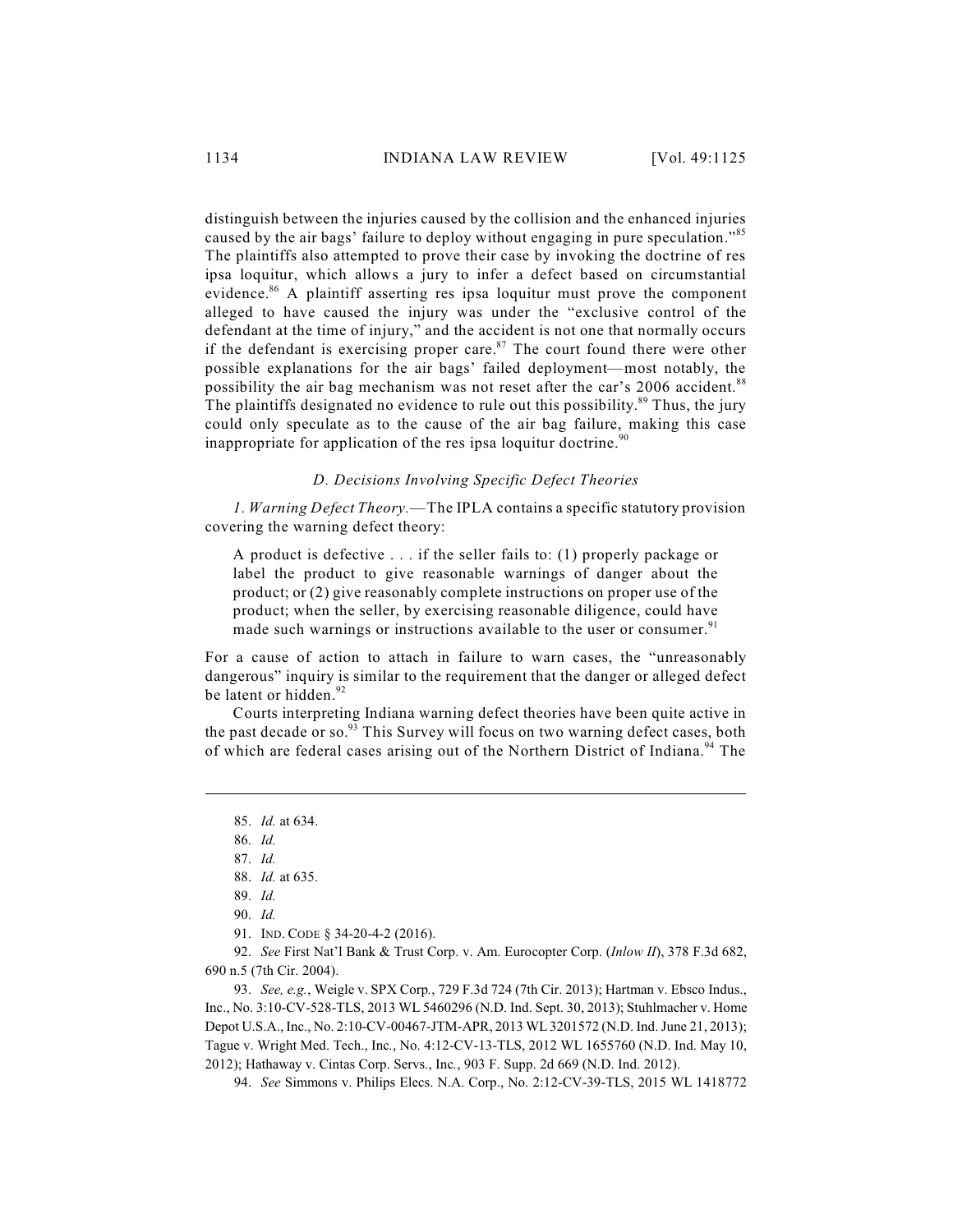distinguish between the injuries caused by the collision and the enhanced injuries caused by the air bags' failure to deploy without engaging in pure speculation."[85] The plaintiffs also attempted to prove their case by invoking the doctrine of res ipsa loquitur, which allows a jury to infer a defect based on circumstantial evidence.[86] A plaintiff asserting res ipsa loquitur must prove the component alleged to have caused the injury was under the "exclusive control of the defendant at the time of injury," and the accident is not one that normally occurs if the defendant is exercising proper care.[87] The court found there were other possible explanations for the air bags' failed deployment—most notably, the possibility the air bag mechanism was not reset after the car's 2006 accident.[88] The plaintiffs designated no evidence to rule out this possibility.[89] Thus, the jury could only speculate as to the cause of the air bag failure, making this case inappropriate for application of the res ipsa loquitur doctrine.[90]

### *D. Decisions Involving Specific Defect Theories*

*1. Warning Defect Theory.*—The IPLA contains a specific statutory provision covering the warning defect theory:

> A product is defective . . . if the seller fails to: (1) properly package or label the product to give reasonable warnings of danger about the product; or (2) give reasonably complete instructions on proper use of the product; when the seller, by exercising reasonable diligence, could have made such warnings or instructions available to the user or consumer.[91]

For a cause of action to attach in failure to warn cases, the "unreasonably dangerous" inquiry is similar to the requirement that the danger or alleged defect be latent or hidden.[92]

Courts interpreting Indiana warning defect theories have been quite active in the past decade or so.[93] This Survey will focus on two warning defect cases, both of which are federal cases arising out of the Northern District of Indiana.[94] The

---

85. *Id.* at 634.

86. *Id.*

87. *Id.*

88. *Id.* at 635.

89. *Id.*

90. *Id.*

91. IND. CODE § 34-20-4-2 (2016).

92. *See* First Nat'l Bank & Trust Corp. v. Am. Eurocopter Corp. (*Inlow II*), 378 F.3d 682, 690 n.5 (7th Cir. 2004).

93. *See, e.g.*, Weigle v. SPX Corp., 729 F.3d 724 (7th Cir. 2013); Hartman v. Ebsco Indus., Inc., No. 3:10-CV-528-TLS, 2013 WL 5460296 (N.D. Ind. Sept. 30, 2013); Stuhlmacher v. Home Depot U.S.A., Inc., No. 2:10-CV-00467-JTM-APR, 2013 WL 3201572 (N.D. Ind. June 21, 2013); Tague v. Wright Med. Tech., Inc., No. 4:12-CV-13-TLS, 2012 WL 1655760 (N.D. Ind. May 10, 2012); Hathaway v. Cintas Corp. Servs., Inc., 903 F. Supp. 2d 669 (N.D. Ind. 2012).

94. *See* Simmons v. Philips Elecs. N.A. Corp., No. 2:12-CV-39-TLS, 2015 WL 1418772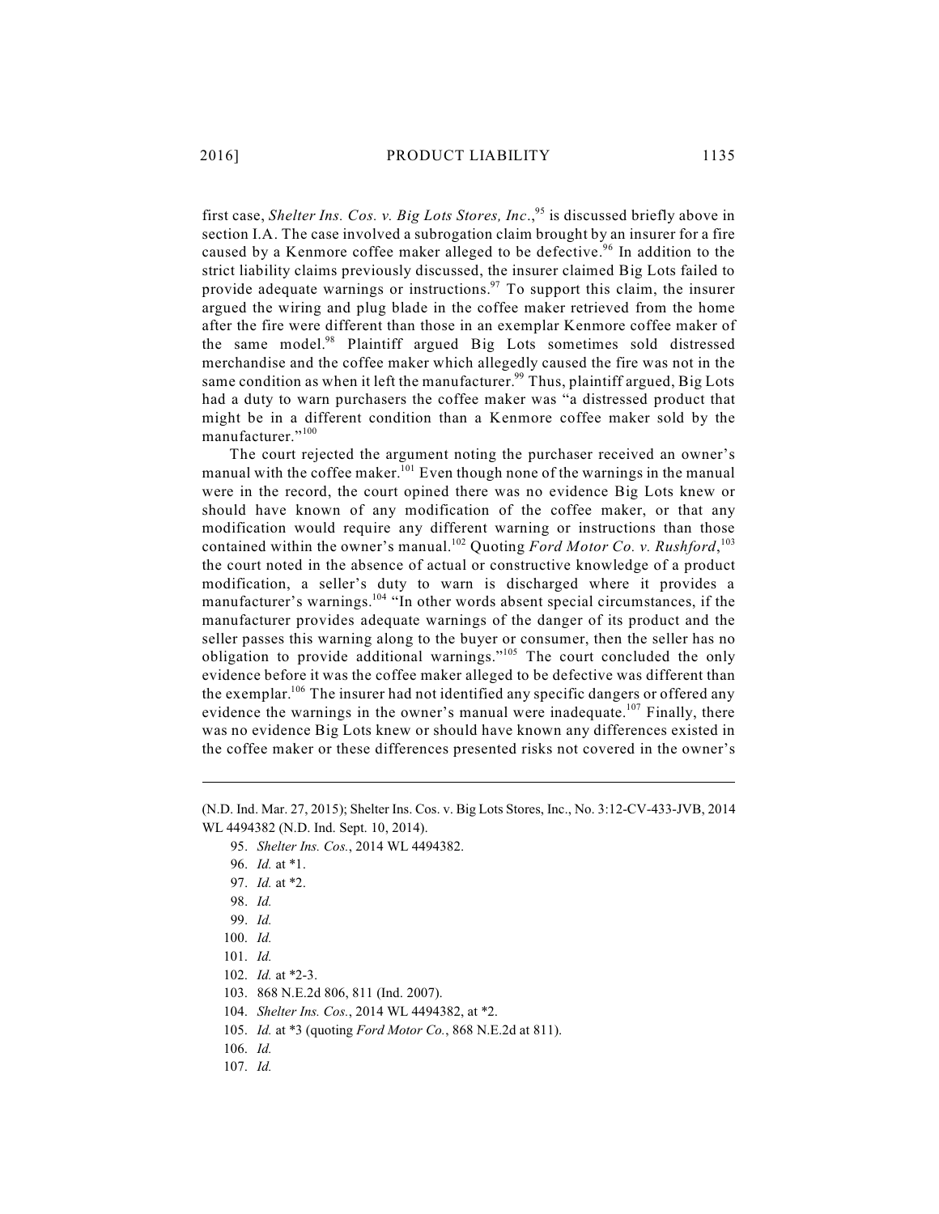first case, *Shelter Ins. Cos. v. Big Lots Stores, Inc.*,[95] is discussed briefly above in section I.A. The case involved a subrogation claim brought by an insurer for a fire caused by a Kenmore coffee maker alleged to be defective.[96] In addition to the strict liability claims previously discussed, the insurer claimed Big Lots failed to provide adequate warnings or instructions.[97] To support this claim, the insurer argued the wiring and plug blade in the coffee maker retrieved from the home after the fire were different than those in an exemplar Kenmore coffee maker of the same model.[98] Plaintiff argued Big Lots sometimes sold distressed merchandise and the coffee maker which allegedly caused the fire was not in the same condition as when it left the manufacturer.[99] Thus, plaintiff argued, Big Lots had a duty to warn purchasers the coffee maker was "a distressed product that might be in a different condition than a Kenmore coffee maker sold by the manufacturer."[100]

The court rejected the argument noting the purchaser received an owner's manual with the coffee maker.[101] Even though none of the warnings in the manual were in the record, the court opined there was no evidence Big Lots knew or should have known of any modification of the coffee maker, or that any modification would require any different warning or instructions than those contained within the owner's manual.[102] Quoting *Ford Motor Co. v. Rushford*,[103] the court noted in the absence of actual or constructive knowledge of a product modification, a seller's duty to warn is discharged where it provides a manufacturer's warnings.[104] "In other words absent special circumstances, if the manufacturer provides adequate warnings of the danger of its product and the seller passes this warning along to the buyer or consumer, then the seller has no obligation to provide additional warnings."[105] The court concluded the only evidence before it was the coffee maker alleged to be defective was different than the exemplar.[106] The insurer had not identified any specific dangers or offered any evidence the warnings in the owner's manual were inadequate.[107] Finally, there was no evidence Big Lots knew or should have known any differences existed in the coffee maker or these differences presented risks not covered in the owner's

---

(N.D. Ind. Mar. 27, 2015); Shelter Ins. Cos. v. Big Lots Stores, Inc., No. 3:12-CV-433-JVB, 2014 WL 4494382 (N.D. Ind. Sept. 10, 2014).

95. *Shelter Ins. Cos.*, 2014 WL 4494382.

96. *Id.* at *1.

97. *Id.* at *2.

98. *Id.*

99. *Id.*

100. *Id.*

101. *Id.*

102. *Id.* at *2-3.

103. 868 N.E.2d 806, 811 (Ind. 2007).

104. *Shelter Ins. Cos.*, 2014 WL 4494382, at *2.

105. *Id.* at *3 (quoting *Ford Motor Co.*, 868 N.E.2d at 811).

106. *Id.*

107. *Id.*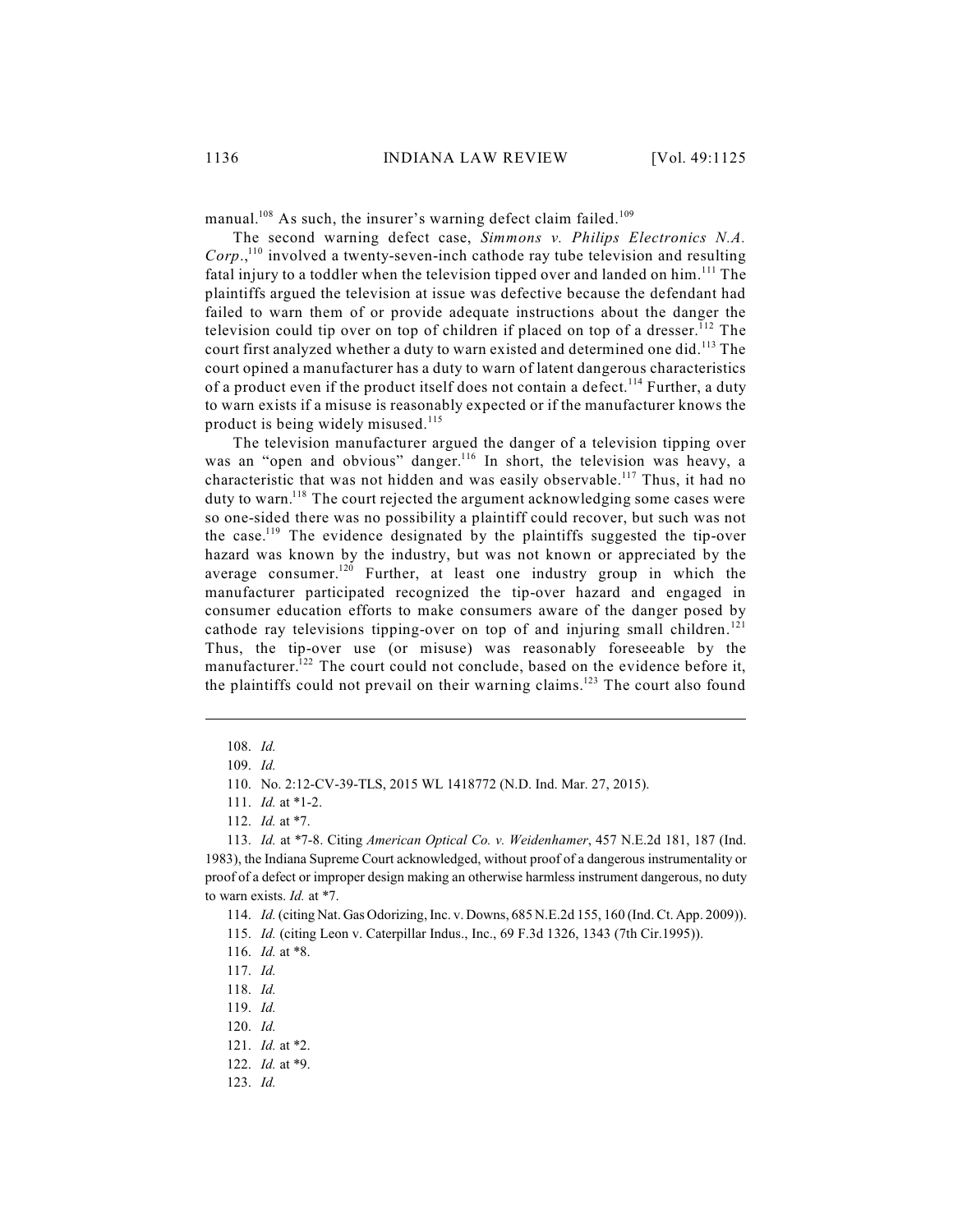manual.[108] As such, the insurer's warning defect claim failed.[109]

The second warning defect case, *Simmons v. Philips Electronics N.A. Corp.*,[110] involved a twenty-seven-inch cathode ray tube television and resulting fatal injury to a toddler when the television tipped over and landed on him.[111] The plaintiffs argued the television at issue was defective because the defendant had failed to warn them of or provide adequate instructions about the danger the television could tip over on top of children if placed on top of a dresser.[112] The court first analyzed whether a duty to warn existed and determined one did.[113] The court opined a manufacturer has a duty to warn of latent dangerous characteristics of a product even if the product itself does not contain a defect.[114] Further, a duty to warn exists if a misuse is reasonably expected or if the manufacturer knows the product is being widely misused.[115]

The television manufacturer argued the danger of a television tipping over was an "open and obvious" danger.[116] In short, the television was heavy, a characteristic that was not hidden and was easily observable.[117] Thus, it had no duty to warn.[118] The court rejected the argument acknowledging some cases were so one-sided there was no possibility a plaintiff could recover, but such was not the case.[119] The evidence designated by the plaintiffs suggested the tip-over hazard was known by the industry, but was not known or appreciated by the average consumer.[120] Further, at least one industry group in which the manufacturer participated recognized the tip-over hazard and engaged in consumer education efforts to make consumers aware of the danger posed by cathode ray televisions tipping-over on top of and injuring small children.[121] Thus, the tip-over use (or misuse) was reasonably foreseeable by the manufacturer.[122] The court could not conclude, based on the evidence before it, the plaintiffs could not prevail on their warning claims.[123] The court also found

---

108. *Id.*

109. *Id.*

110. No. 2:12-CV-39-TLS, 2015 WL 1418772 (N.D. Ind. Mar. 27, 2015).

111. *Id.* at \*1-2.

112. *Id.* at \*7.

113. *Id.* at \*7-8. Citing *American Optical Co. v. Weidenhamer*, 457 N.E.2d 181, 187 (Ind. 1983), the Indiana Supreme Court acknowledged, without proof of a dangerous instrumentality or proof of a defect or improper design making an otherwise harmless instrument dangerous, no duty to warn exists. *Id.* at \*7.

114. *Id.* (citing Nat. Gas Odorizing, Inc. v. Downs, 685 N.E.2d 155, 160 (Ind. Ct. App. 2009)).

115. *Id.* (citing Leon v. Caterpillar Indus., Inc., 69 F.3d 1326, 1343 (7th Cir.1995)).

116. *Id.* at \*8.

117. *Id.*

118. *Id.*

119. *Id.*

120. *Id.*

121. *Id.* at \*2.

122. *Id.* at \*9.

123. *Id.*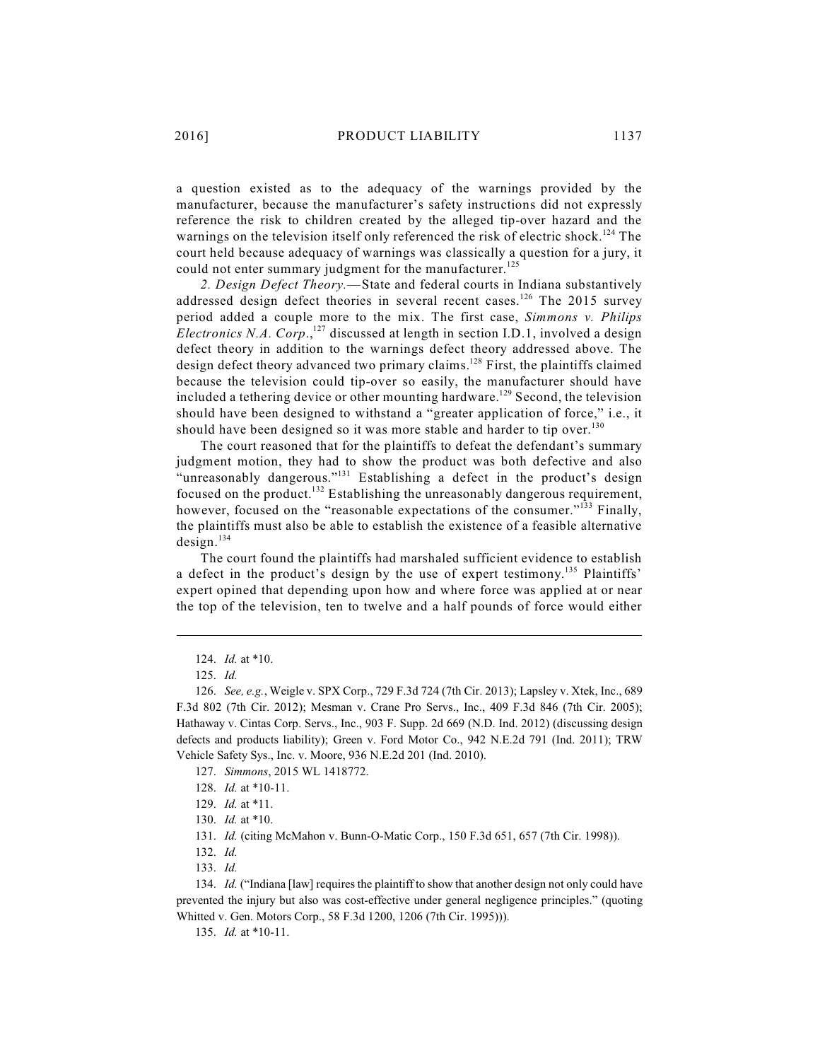a question existed as to the adequacy of the warnings provided by the manufacturer, because the manufacturer's safety instructions did not expressly reference the risk to children created by the alleged tip-over hazard and the warnings on the television itself only referenced the risk of electric shock.[124] The court held because adequacy of warnings was classically a question for a jury, it could not enter summary judgment for the manufacturer.[125]

*2. Design Defect Theory.*—State and federal courts in Indiana substantively addressed design defect theories in several recent cases.[126] The 2015 survey period added a couple more to the mix. The first case, *Simmons v. Philips Electronics N.A. Corp.*,[127] discussed at length in section I.D.1, involved a design defect theory in addition to the warnings defect theory addressed above. The design defect theory advanced two primary claims.[128] First, the plaintiffs claimed because the television could tip-over so easily, the manufacturer should have included a tethering device or other mounting hardware.[129] Second, the television should have been designed to withstand a "greater application of force," i.e., it should have been designed so it was more stable and harder to tip over.[130]

The court reasoned that for the plaintiffs to defeat the defendant's summary judgment motion, they had to show the product was both defective and also "unreasonably dangerous."[131] Establishing a defect in the product's design focused on the product.[132] Establishing the unreasonably dangerous requirement, however, focused on the "reasonable expectations of the consumer."[133] Finally, the plaintiffs must also be able to establish the existence of a feasible alternative design.[134]

The court found the plaintiffs had marshaled sufficient evidence to establish a defect in the product's design by the use of expert testimony.[135] Plaintiffs' expert opined that depending upon how and where force was applied at or near the top of the television, ten to twelve and a half pounds of force would either

---

124. *Id.* at *10.

125. *Id.*

126. *See, e.g.*, Weigle v. SPX Corp., 729 F.3d 724 (7th Cir. 2013); Lapsley v. Xtek, Inc., 689 F.3d 802 (7th Cir. 2012); Mesman v. Crane Pro Servs., Inc., 409 F.3d 846 (7th Cir. 2005); Hathaway v. Cintas Corp. Servs., Inc., 903 F. Supp. 2d 669 (N.D. Ind. 2012) (discussing design defects and products liability); Green v. Ford Motor Co., 942 N.E.2d 791 (Ind. 2011); TRW Vehicle Safety Sys., Inc. v. Moore, 936 N.E.2d 201 (Ind. 2010).

127. *Simmons*, 2015 WL 1418772.

128. *Id.* at *10-11.

129. *Id.* at *11.

130. *Id.* at *10.

131. *Id.* (citing McMahon v. Bunn-O-Matic Corp., 150 F.3d 651, 657 (7th Cir. 1998)).

132. *Id.*

133. *Id.*

134. *Id.* ("Indiana [law] requires the plaintiff to show that another design not only could have prevented the injury but also was cost-effective under general negligence principles." (quoting Whitted v. Gen. Motors Corp., 58 F.3d 1200, 1206 (7th Cir. 1995))).

135. *Id.* at *10-11.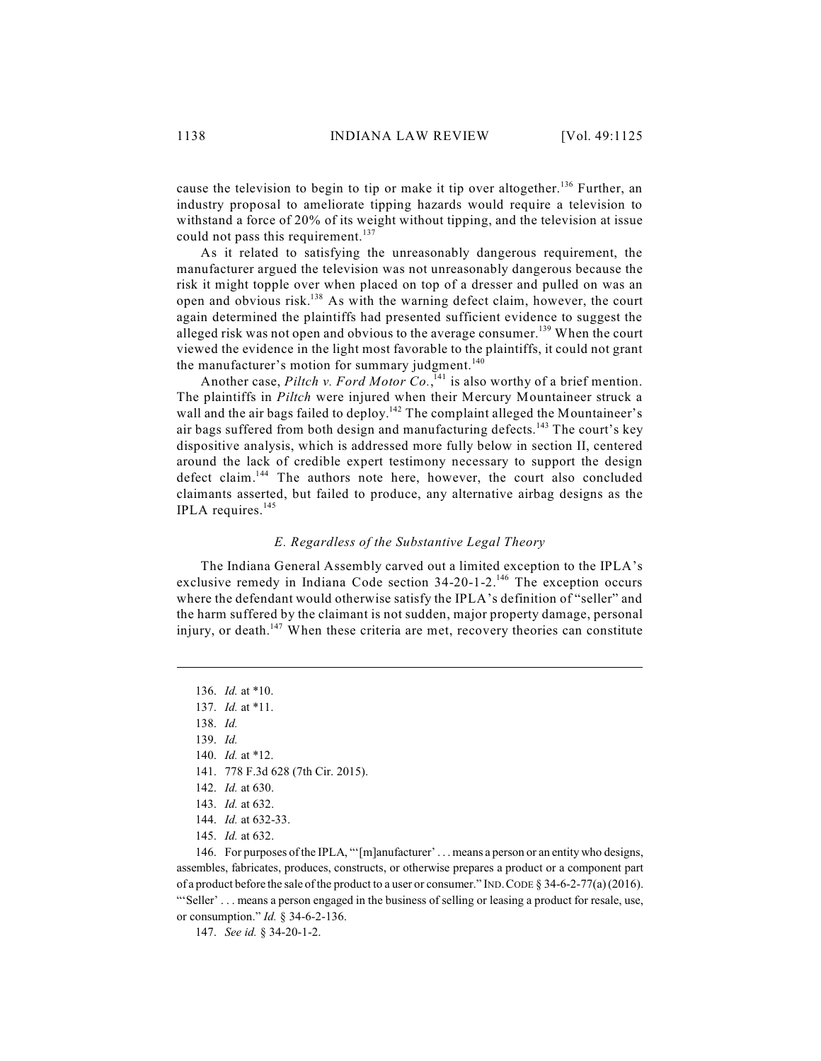cause the television to begin to tip or make it tip over altogether.[136] Further, an industry proposal to ameliorate tipping hazards would require a television to withstand a force of 20% of its weight without tipping, and the television at issue could not pass this requirement.[137]

As it related to satisfying the unreasonably dangerous requirement, the manufacturer argued the television was not unreasonably dangerous because the risk it might topple over when placed on top of a dresser and pulled on was an open and obvious risk.[138] As with the warning defect claim, however, the court again determined the plaintiffs had presented sufficient evidence to suggest the alleged risk was not open and obvious to the average consumer.[139] When the court viewed the evidence in the light most favorable to the plaintiffs, it could not grant the manufacturer's motion for summary judgment.[140]

Another case, *Piltch v. Ford Motor Co.*,[141] is also worthy of a brief mention. The plaintiffs in *Piltch* were injured when their Mercury Mountaineer struck a wall and the air bags failed to deploy.[142] The complaint alleged the Mountaineer's air bags suffered from both design and manufacturing defects.[143] The court's key dispositive analysis, which is addressed more fully below in section II, centered around the lack of credible expert testimony necessary to support the design defect claim.[144] The authors note here, however, the court also concluded claimants asserted, but failed to produce, any alternative airbag designs as the IPLA requires.[145]

### *E. Regardless of the Substantive Legal Theory*

The Indiana General Assembly carved out a limited exception to the IPLA's exclusive remedy in Indiana Code section 34-20-1-2.[146] The exception occurs where the defendant would otherwise satisfy the IPLA's definition of "seller" and the harm suffered by the claimant is not sudden, major property damage, personal injury, or death.[147] When these criteria are met, recovery theories can constitute

---

136. *Id.* at *10.

137. *Id.* at *11.

138. *Id.*

139. *Id.*

140. *Id.* at *12.

141. 778 F.3d 628 (7th Cir. 2015).

142. *Id.* at 630.

143. *Id.* at 632.

144. *Id.* at 632-33.

145. *Id.* at 632.

146. For purposes of the IPLA, "'[m]anufacturer' . . . means a person or an entity who designs, assembles, fabricates, produces, constructs, or otherwise prepares a product or a component part of a product before the sale of the product to a user or consumer." IND. CODE § 34-6-2-77(a) (2016). "'Seller' . . . means a person engaged in the business of selling or leasing a product for resale, use, or consumption." *Id.* § 34-6-2-136.

147. *See id.* § 34-20-1-2.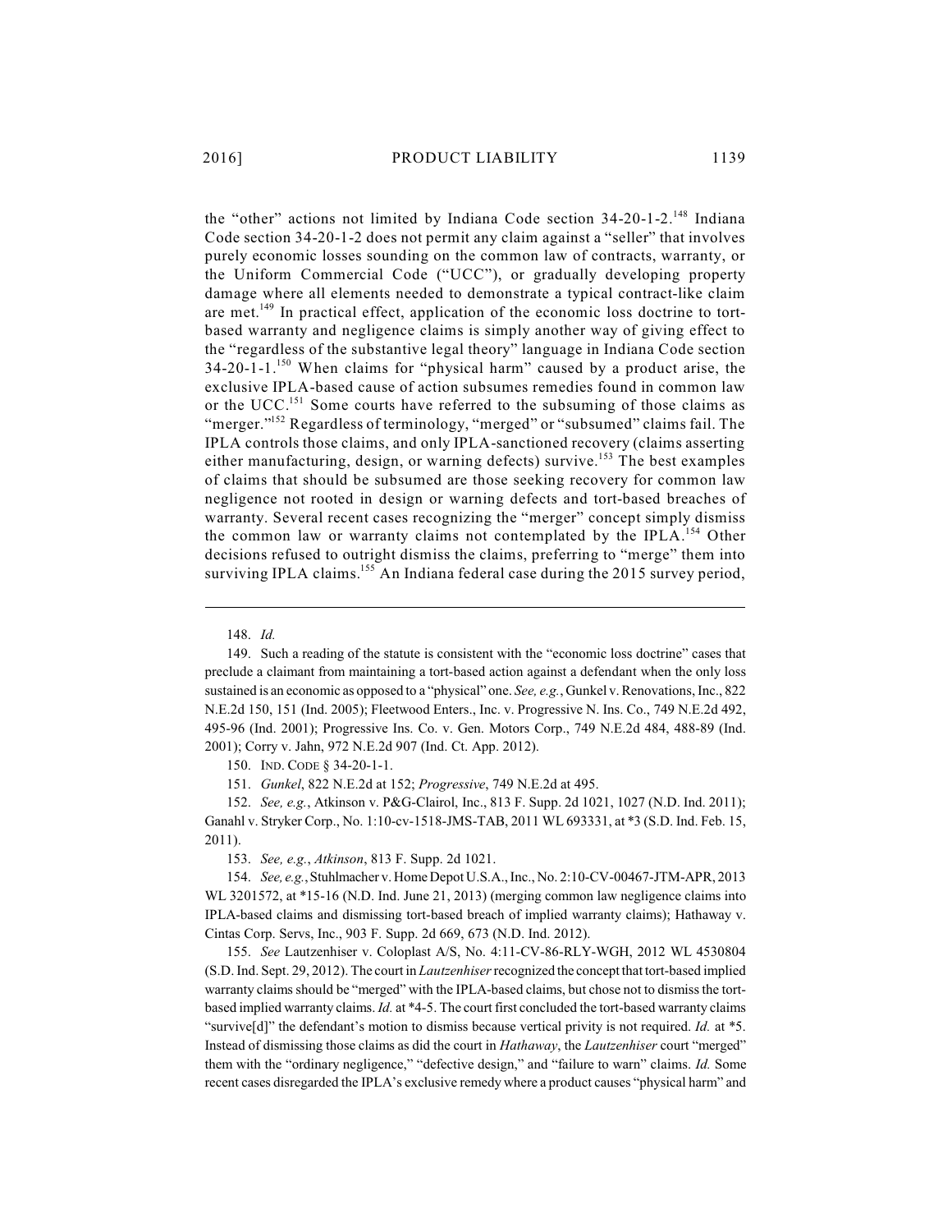the "other" actions not limited by Indiana Code section 34-20-1-2.[148] Indiana Code section 34-20-1-2 does not permit any claim against a "seller" that involves purely economic losses sounding on the common law of contracts, warranty, or the Uniform Commercial Code ("UCC"), or gradually developing property damage where all elements needed to demonstrate a typical contract-like claim are met.[149] In practical effect, application of the economic loss doctrine to tort-based warranty and negligence claims is simply another way of giving effect to the "regardless of the substantive legal theory" language in Indiana Code section 34-20-1-1.[150] When claims for "physical harm" caused by a product arise, the exclusive IPLA-based cause of action subsumes remedies found in common law or the UCC.[151] Some courts have referred to the subsuming of those claims as "merger."[152] Regardless of terminology, "merged" or "subsumed" claims fail. The IPLA controls those claims, and only IPLA-sanctioned recovery (claims asserting either manufacturing, design, or warning defects) survive.[153] The best examples of claims that should be subsumed are those seeking recovery for common law negligence not rooted in design or warning defects and tort-based breaches of warranty. Several recent cases recognizing the "merger" concept simply dismiss the common law or warranty claims not contemplated by the IPLA.[154] Other decisions refused to outright dismiss the claims, preferring to "merge" them into surviving IPLA claims.[155] An Indiana federal case during the 2015 survey period,

---

148. *Id.*

149. Such a reading of the statute is consistent with the "economic loss doctrine" cases that preclude a claimant from maintaining a tort-based action against a defendant when the only loss sustained is an economic as opposed to a "physical" one. *See, e.g.*, Gunkel v. Renovations, Inc., 822 N.E.2d 150, 151 (Ind. 2005); Fleetwood Enters., Inc. v. Progressive N. Ins. Co., 749 N.E.2d 492, 495-96 (Ind. 2001); Progressive Ins. Co. v. Gen. Motors Corp., 749 N.E.2d 484, 488-89 (Ind. 2001); Corry v. Jahn, 972 N.E.2d 907 (Ind. Ct. App. 2012).

150. IND. CODE § 34-20-1-1.

151. *Gunkel*, 822 N.E.2d at 152; *Progressive*, 749 N.E.2d at 495.

152. *See, e.g.*, Atkinson v. P&G-Clairol, Inc., 813 F. Supp. 2d 1021, 1027 (N.D. Ind. 2011); Ganahl v. Stryker Corp., No. 1:10-cv-1518-JMS-TAB, 2011 WL 693331, at *3 (S.D. Ind. Feb. 15, 2011).

153. *See, e.g.*, *Atkinson*, 813 F. Supp. 2d 1021.

154. *See, e.g.*, Stuhlmacher v. Home Depot U.S.A., Inc., No. 2:10-CV-00467-JTM-APR, 2013 WL 3201572, at *15-16 (N.D. Ind. June 21, 2013) (merging common law negligence claims into IPLA-based claims and dismissing tort-based breach of implied warranty claims); Hathaway v. Cintas Corp. Servs, Inc., 903 F. Supp. 2d 669, 673 (N.D. Ind. 2012).

155. *See* Lautzenhiser v. Coloplast A/S, No. 4:11-CV-86-RLY-WGH, 2012 WL 4530804 (S.D. Ind. Sept. 29, 2012). The court in *Lautzenhiser* recognized the concept that tort-based implied warranty claims should be "merged" with the IPLA-based claims, but chose not to dismiss the tort-based implied warranty claims. *Id.* at *4-5. The court first concluded the tort-based warranty claims "survive[d]" the defendant's motion to dismiss because vertical privity is not required. *Id.* at *5. Instead of dismissing those claims as did the court in *Hathaway*, the *Lautzenhiser* court "merged" them with the "ordinary negligence," "defective design," and "failure to warn" claims. *Id.* Some recent cases disregarded the IPLA's exclusive remedy where a product causes "physical harm" and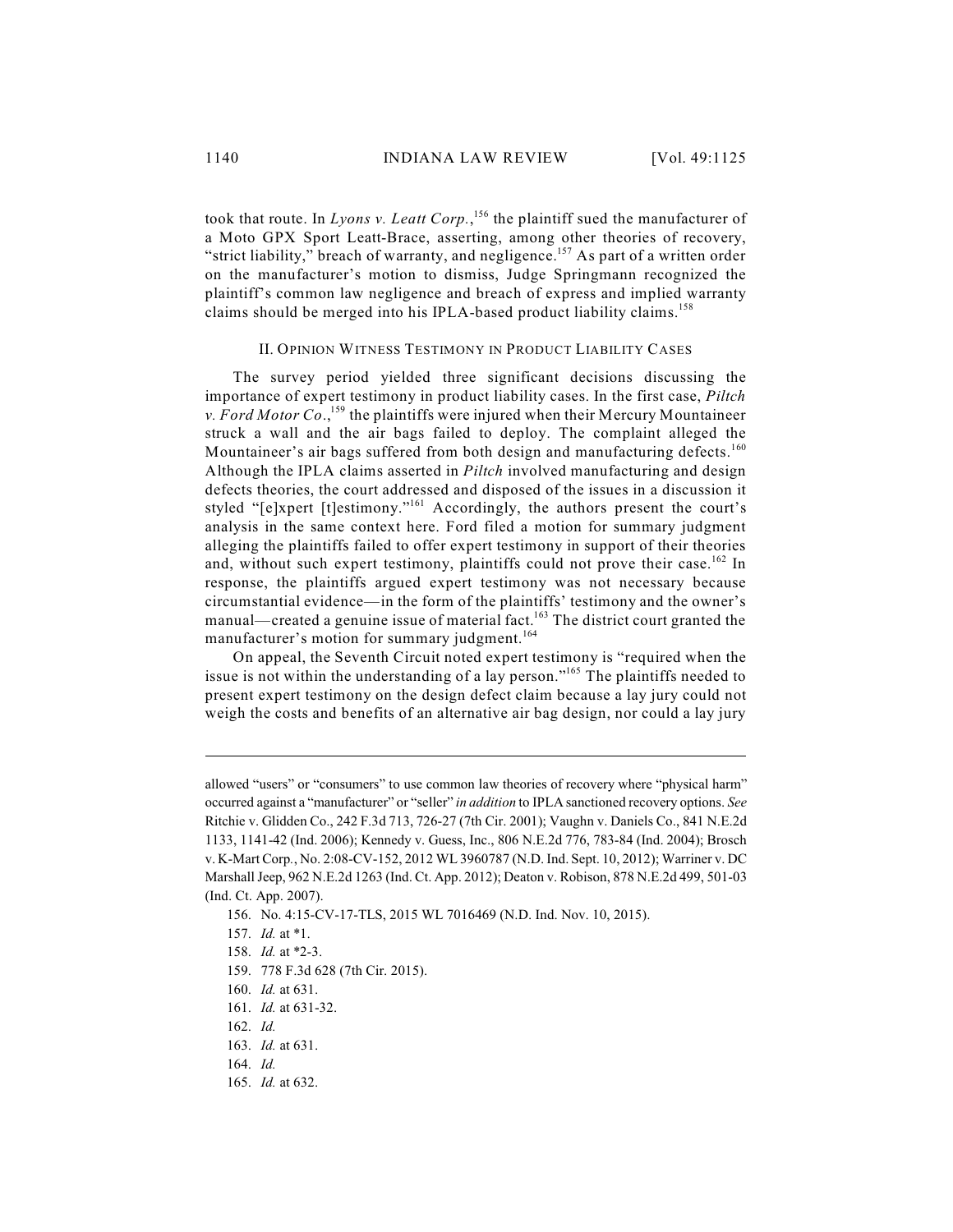took that route. In *Lyons v. Leatt Corp.*,[156] the plaintiff sued the manufacturer of a Moto GPX Sport Leatt-Brace, asserting, among other theories of recovery, "strict liability," breach of warranty, and negligence.[157] As part of a written order on the manufacturer's motion to dismiss, Judge Springmann recognized the plaintiff's common law negligence and breach of express and implied warranty claims should be merged into his IPLA-based product liability claims.[158]

## II. OPINION WITNESS TESTIMONY IN PRODUCT LIABILITY CASES

The survey period yielded three significant decisions discussing the importance of expert testimony in product liability cases. In the first case, *Piltch v. Ford Motor Co.*,[159] the plaintiffs were injured when their Mercury Mountaineer struck a wall and the air bags failed to deploy. The complaint alleged the Mountaineer's air bags suffered from both design and manufacturing defects.[160] Although the IPLA claims asserted in *Piltch* involved manufacturing and design defects theories, the court addressed and disposed of the issues in a discussion it styled "[e]xpert [t]estimony."[161] Accordingly, the authors present the court's analysis in the same context here. Ford filed a motion for summary judgment alleging the plaintiffs failed to offer expert testimony in support of their theories and, without such expert testimony, plaintiffs could not prove their case.[162] In response, the plaintiffs argued expert testimony was not necessary because circumstantial evidence—in the form of the plaintiffs' testimony and the owner's manual—created a genuine issue of material fact.[163] The district court granted the manufacturer's motion for summary judgment.[164]

On appeal, the Seventh Circuit noted expert testimony is "required when the issue is not within the understanding of a lay person."[165] The plaintiffs needed to present expert testimony on the design defect claim because a lay jury could not weigh the costs and benefits of an alternative air bag design, nor could a lay jury

---

allowed "users" or "consumers" to use common law theories of recovery where "physical harm" occurred against a "manufacturer" or "seller" *in addition* to IPLA sanctioned recovery options. *See* Ritchie v. Glidden Co., 242 F.3d 713, 726-27 (7th Cir. 2001); Vaughn v. Daniels Co., 841 N.E.2d 1133, 1141-42 (Ind. 2006); Kennedy v. Guess, Inc., 806 N.E.2d 776, 783-84 (Ind. 2004); Brosch v. K-Mart Corp., No. 2:08-CV-152, 2012 WL 3960787 (N.D. Ind. Sept. 10, 2012); Warriner v. DC Marshall Jeep, 962 N.E.2d 1263 (Ind. Ct. App. 2012); Deaton v. Robison, 878 N.E.2d 499, 501-03 (Ind. Ct. App. 2007).

156. No. 4:15-CV-17-TLS, 2015 WL 7016469 (N.D. Ind. Nov. 10, 2015).

157. *Id.* at \*1.

158. *Id.* at \*2-3.

159. 778 F.3d 628 (7th Cir. 2015).

160. *Id.* at 631.

161. *Id.* at 631-32.

162. *Id.*

163. *Id.* at 631.

164. *Id.*

165. *Id.* at 632.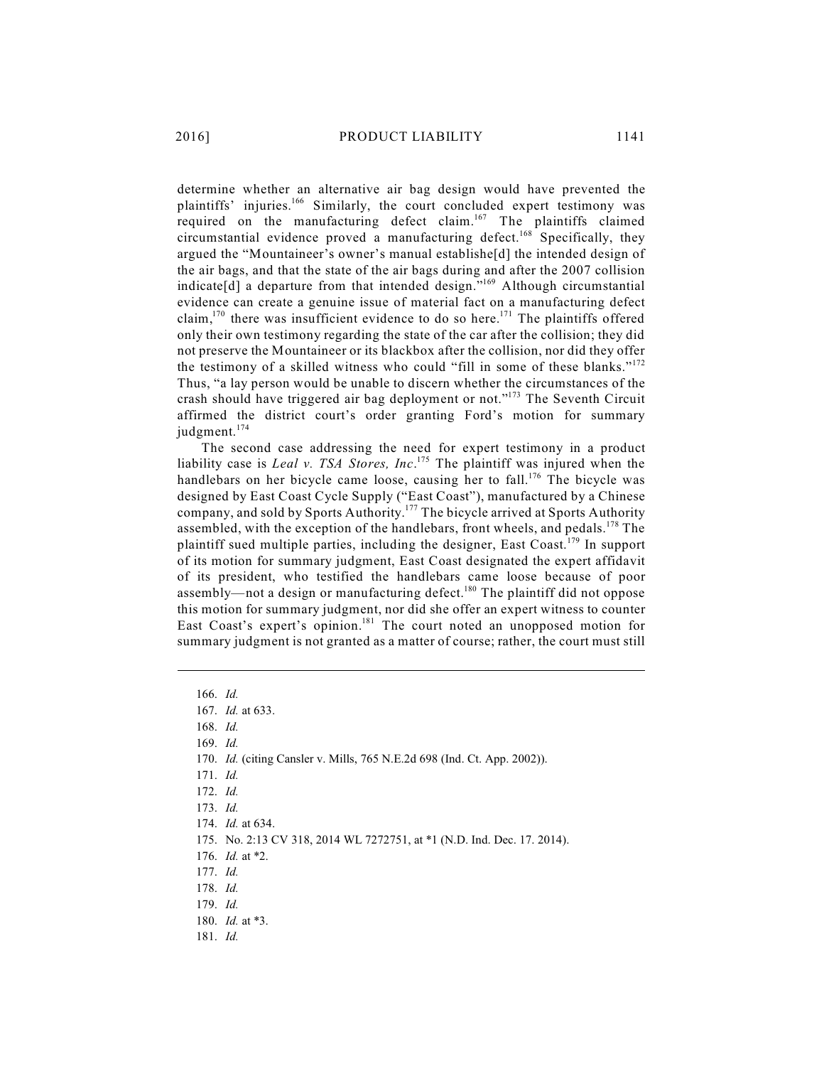determine whether an alternative air bag design would have prevented the plaintiffs' injuries.[166] Similarly, the court concluded expert testimony was required on the manufacturing defect claim.[167] The plaintiffs claimed circumstantial evidence proved a manufacturing defect.[168] Specifically, they argued the "Mountaineer's owner's manual establishe[d] the intended design of the air bags, and that the state of the air bags during and after the 2007 collision indicate[d] a departure from that intended design."[169] Although circumstantial evidence can create a genuine issue of material fact on a manufacturing defect claim,[170] there was insufficient evidence to do so here.[171] The plaintiffs offered only their own testimony regarding the state of the car after the collision; they did not preserve the Mountaineer or its blackbox after the collision, nor did they offer the testimony of a skilled witness who could "fill in some of these blanks."[172] Thus, "a lay person would be unable to discern whether the circumstances of the crash should have triggered air bag deployment or not."[173] The Seventh Circuit affirmed the district court's order granting Ford's motion for summary judgment.[174]

The second case addressing the need for expert testimony in a product liability case is *Leal v. TSA Stores, Inc*.[175] The plaintiff was injured when the handlebars on her bicycle came loose, causing her to fall.[176] The bicycle was designed by East Coast Cycle Supply ("East Coast"), manufactured by a Chinese company, and sold by Sports Authority.[177] The bicycle arrived at Sports Authority assembled, with the exception of the handlebars, front wheels, and pedals.[178] The plaintiff sued multiple parties, including the designer, East Coast.[179] In support of its motion for summary judgment, East Coast designated the expert affidavit of its president, who testified the handlebars came loose because of poor assembly—not a design or manufacturing defect.[180] The plaintiff did not oppose this motion for summary judgment, nor did she offer an expert witness to counter East Coast's expert's opinion.[181] The court noted an unopposed motion for summary judgment is not granted as a matter of course; rather, the court must still

---

166. *Id.*
167. *Id.* at 633.
168. *Id.*
169. *Id.*
170. *Id.* (citing Cansler v. Mills, 765 N.E.2d 698 (Ind. Ct. App. 2002)).
171. *Id.*
172. *Id.*
173. *Id.*
174. *Id.* at 634.
175. No. 2:13 CV 318, 2014 WL 7272751, at *1 (N.D. Ind. Dec. 17. 2014).
176. *Id.* at *2.
177. *Id.*
178. *Id.*
179. *Id.*
180. *Id.* at *3.
181. *Id.*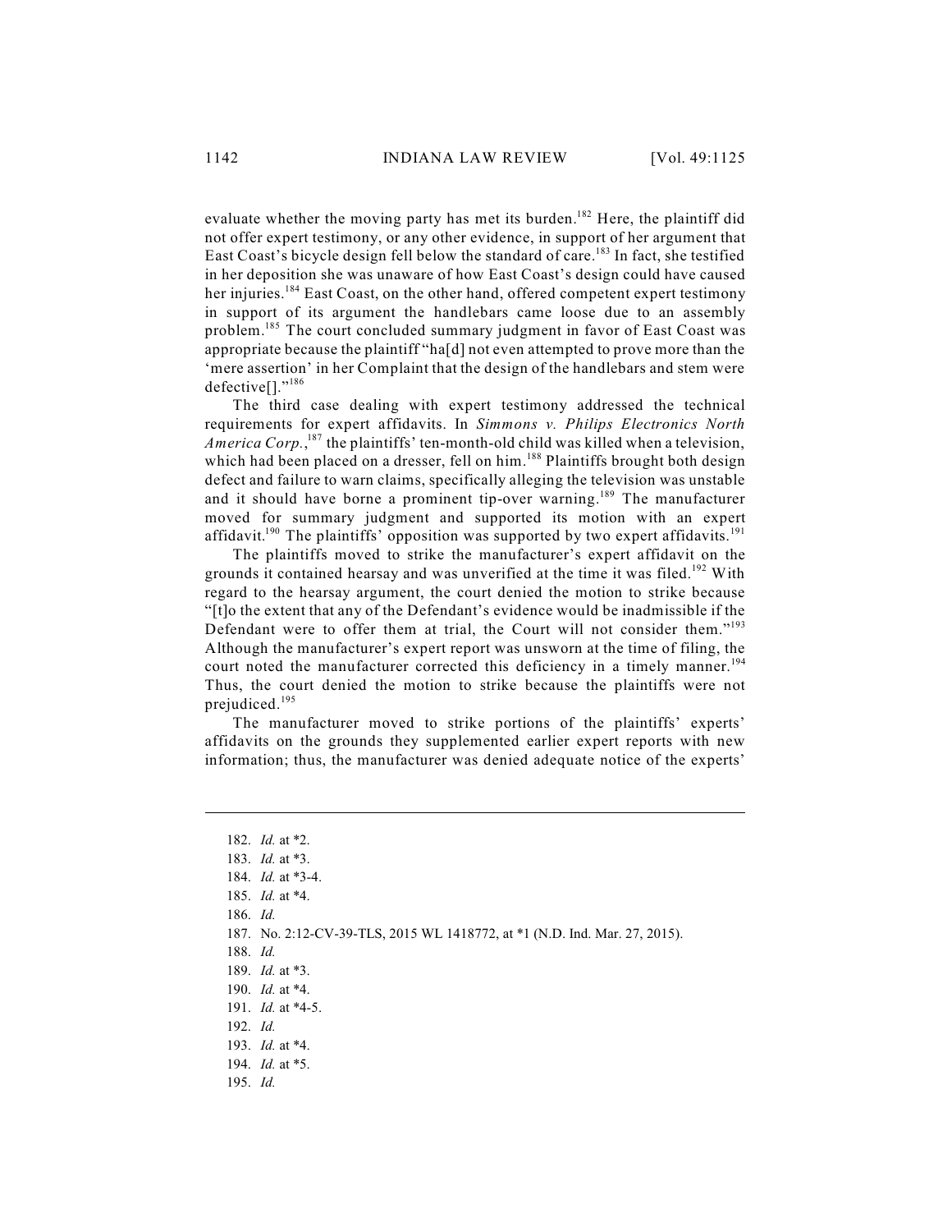evaluate whether the moving party has met its burden.[182] Here, the plaintiff did not offer expert testimony, or any other evidence, in support of her argument that East Coast's bicycle design fell below the standard of care.[183] In fact, she testified in her deposition she was unaware of how East Coast's design could have caused her injuries.[184] East Coast, on the other hand, offered competent expert testimony in support of its argument the handlebars came loose due to an assembly problem.[185] The court concluded summary judgment in favor of East Coast was appropriate because the plaintiff "ha[d] not even attempted to prove more than the 'mere assertion' in her Complaint that the design of the handlebars and stem were defective[]."[186]

The third case dealing with expert testimony addressed the technical requirements for expert affidavits. In *Simmons v. Philips Electronics North America Corp.*,[187] the plaintiffs' ten-month-old child was killed when a television, which had been placed on a dresser, fell on him.[188] Plaintiffs brought both design defect and failure to warn claims, specifically alleging the television was unstable and it should have borne a prominent tip-over warning.[189] The manufacturer moved for summary judgment and supported its motion with an expert affidavit.[190] The plaintiffs' opposition was supported by two expert affidavits.[191]

The plaintiffs moved to strike the manufacturer's expert affidavit on the grounds it contained hearsay and was unverified at the time it was filed.[192] With regard to the hearsay argument, the court denied the motion to strike because "[t]o the extent that any of the Defendant's evidence would be inadmissible if the Defendant were to offer them at trial, the Court will not consider them."[193] Although the manufacturer's expert report was unsworn at the time of filing, the court noted the manufacturer corrected this deficiency in a timely manner.[194] Thus, the court denied the motion to strike because the plaintiffs were not prejudiced.[195]

The manufacturer moved to strike portions of the plaintiffs' experts' affidavits on the grounds they supplemented earlier expert reports with new information; thus, the manufacturer was denied adequate notice of the experts'

---

182. *Id.* at *2.
183. *Id.* at *3.
184. *Id.* at *3-4.
185. *Id.* at *4.
186. *Id.*
187. No. 2:12-CV-39-TLS, 2015 WL 1418772, at *1 (N.D. Ind. Mar. 27, 2015).
188. *Id.*
189. *Id.* at *3.
190. *Id.* at *4.
191. *Id.* at *4-5.
192. *Id.*
193. *Id.* at *4.
194. *Id.* at *5.
195. *Id.*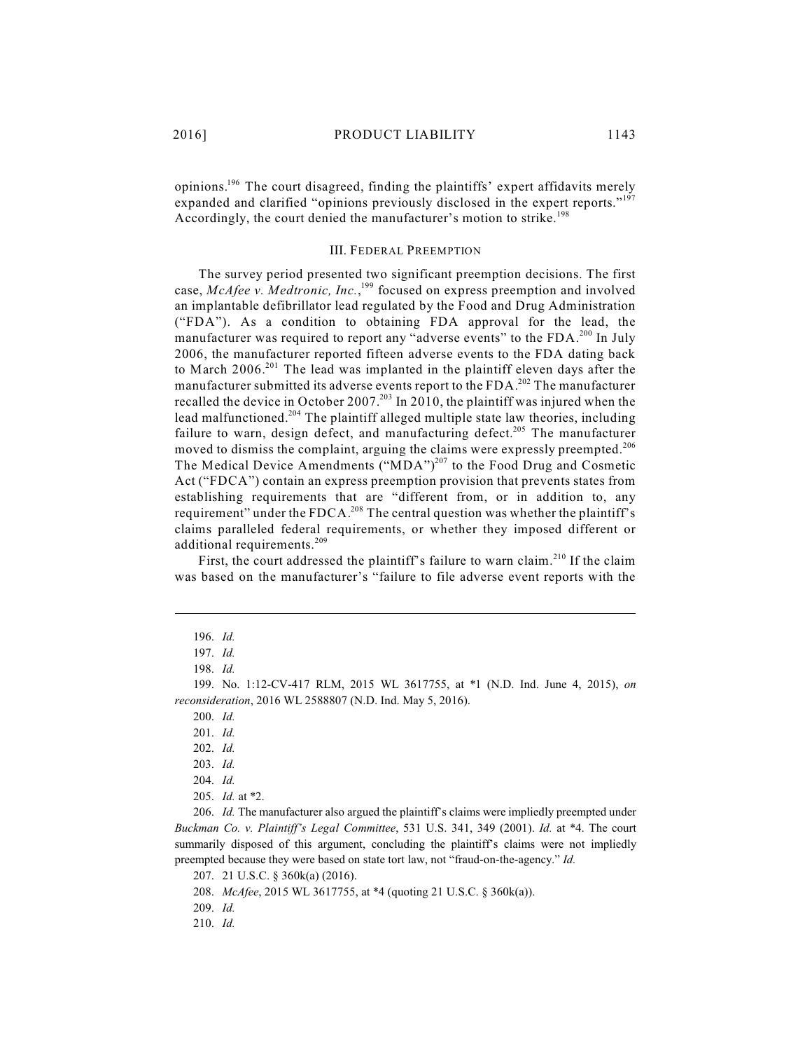opinions.[196] The court disagreed, finding the plaintiffs' expert affidavits merely expanded and clarified "opinions previously disclosed in the expert reports."[197] Accordingly, the court denied the manufacturer's motion to strike.[198]

## III. FEDERAL PREEMPTION

The survey period presented two significant preemption decisions. The first case, *McAfee v. Medtronic, Inc.*,[199] focused on express preemption and involved an implantable defibrillator lead regulated by the Food and Drug Administration ("FDA"). As a condition to obtaining FDA approval for the lead, the manufacturer was required to report any "adverse events" to the FDA.[200] In July 2006, the manufacturer reported fifteen adverse events to the FDA dating back to March 2006.[201] The lead was implanted in the plaintiff eleven days after the manufacturer submitted its adverse events report to the FDA.[202] The manufacturer recalled the device in October 2007.[203] In 2010, the plaintiff was injured when the lead malfunctioned.[204] The plaintiff alleged multiple state law theories, including failure to warn, design defect, and manufacturing defect.[205] The manufacturer moved to dismiss the complaint, arguing the claims were expressly preempted.[206] The Medical Device Amendments ("MDA")[207] to the Food Drug and Cosmetic Act ("FDCA") contain an express preemption provision that prevents states from establishing requirements that are "different from, or in addition to, any requirement" under the FDCA.[208] The central question was whether the plaintiff's claims paralleled federal requirements, or whether they imposed different or additional requirements.[209]

First, the court addressed the plaintiff's failure to warn claim.[210] If the claim was based on the manufacturer's "failure to file adverse event reports with the

---

196. *Id.*

197. *Id.*

198. *Id.*

199. No. 1:12-CV-417 RLM, 2015 WL 3617755, at *1 (N.D. Ind. June 4, 2015), *on reconsideration*, 2016 WL 2588807 (N.D. Ind. May 5, 2016).

200. *Id.*

201. *Id.*

202. *Id.*

203. *Id.*

204. *Id.*

205. *Id.* at *2.

206. *Id.* The manufacturer also argued the plaintiff's claims were impliedly preempted under *Buckman Co. v. Plaintiff's Legal Committee*, 531 U.S. 341, 349 (2001). *Id.* at *4. The court summarily disposed of this argument, concluding the plaintiff's claims were not impliedly preempted because they were based on state tort law, not "fraud-on-the-agency." *Id.*

207. 21 U.S.C. § 360k(a) (2016).

208. *McAfee*, 2015 WL 3617755, at *4 (quoting 21 U.S.C. § 360k(a)).

209. *Id.*

210. *Id.*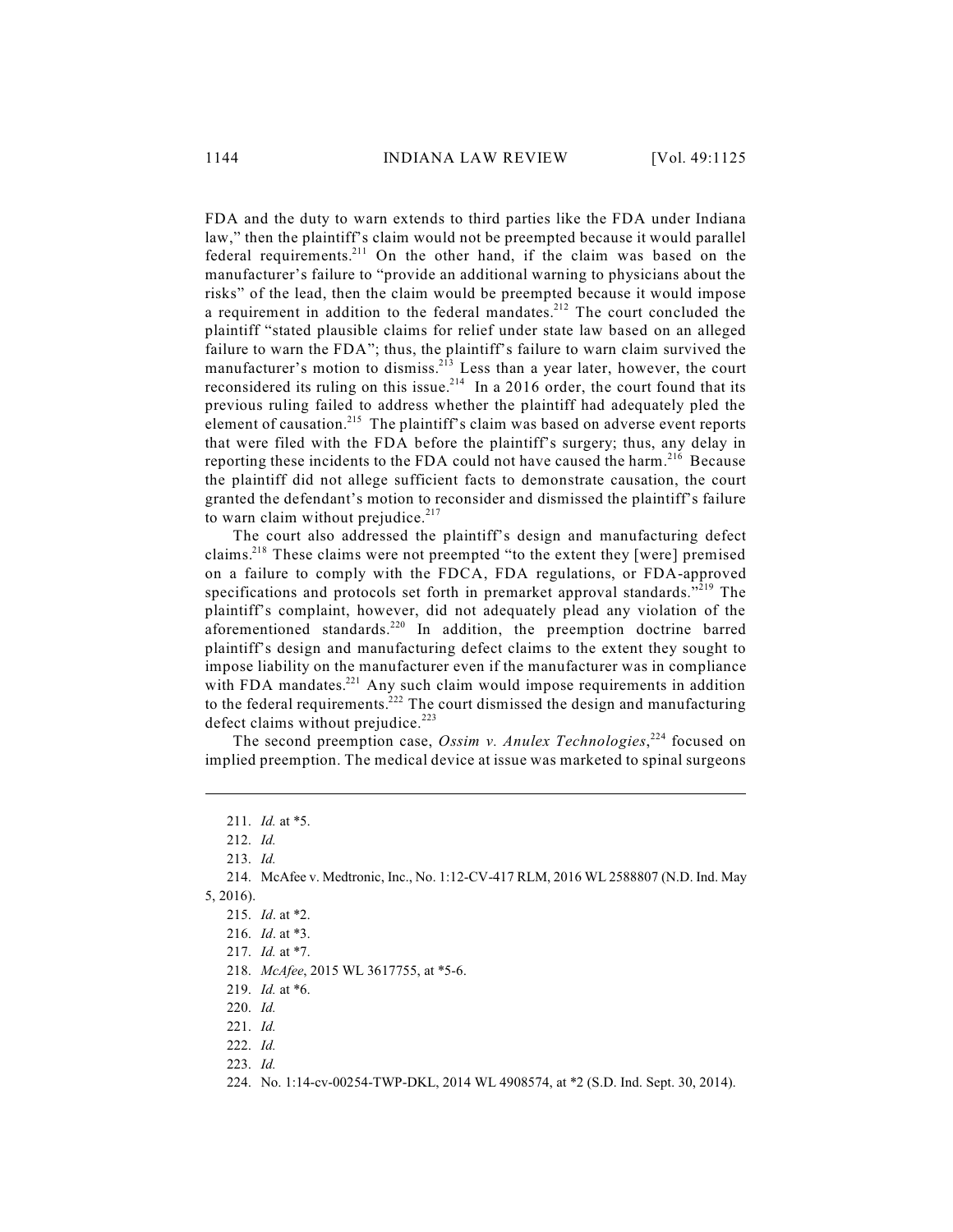FDA and the duty to warn extends to third parties like the FDA under Indiana law," then the plaintiff's claim would not be preempted because it would parallel federal requirements.[211] On the other hand, if the claim was based on the manufacturer's failure to "provide an additional warning to physicians about the risks" of the lead, then the claim would be preempted because it would impose a requirement in addition to the federal mandates.[212] The court concluded the plaintiff "stated plausible claims for relief under state law based on an alleged failure to warn the FDA"; thus, the plaintiff's failure to warn claim survived the manufacturer's motion to dismiss.[213] Less than a year later, however, the court reconsidered its ruling on this issue.[214] In a 2016 order, the court found that its previous ruling failed to address whether the plaintiff had adequately pled the element of causation.[215] The plaintiff's claim was based on adverse event reports that were filed with the FDA before the plaintiff's surgery; thus, any delay in reporting these incidents to the FDA could not have caused the harm.[216] Because the plaintiff did not allege sufficient facts to demonstrate causation, the court granted the defendant's motion to reconsider and dismissed the plaintiff's failure to warn claim without prejudice.[217]

The court also addressed the plaintiff's design and manufacturing defect claims.[218] These claims were not preempted "to the extent they [were] premised on a failure to comply with the FDCA, FDA regulations, or FDA-approved specifications and protocols set forth in premarket approval standards."[219] The plaintiff's complaint, however, did not adequately plead any violation of the aforementioned standards.[220] In addition, the preemption doctrine barred plaintiff's design and manufacturing defect claims to the extent they sought to impose liability on the manufacturer even if the manufacturer was in compliance with FDA mandates.[221] Any such claim would impose requirements in addition to the federal requirements.[222] The court dismissed the design and manufacturing defect claims without prejudice.[223]

The second preemption case, *Ossim v. Anulex Technologies*,[224] focused on implied preemption. The medical device at issue was marketed to spinal surgeons

---

211. *Id.* at *5.

212. *Id.*

213. *Id.*

214. McAfee v. Medtronic, Inc., No. 1:12-CV-417 RLM, 2016 WL 2588807 (N.D. Ind. May 5, 2016).

215. *Id*. at *2.

216. *Id*. at *3.

217. *Id.* at *7.

218. *McAfee*, 2015 WL 3617755, at *5-6.

219. *Id.* at *6.

220. *Id.*

221. *Id.*

222. *Id.*

223. *Id.*

224. No. 1:14-cv-00254-TWP-DKL, 2014 WL 4908574, at *2 (S.D. Ind. Sept. 30, 2014).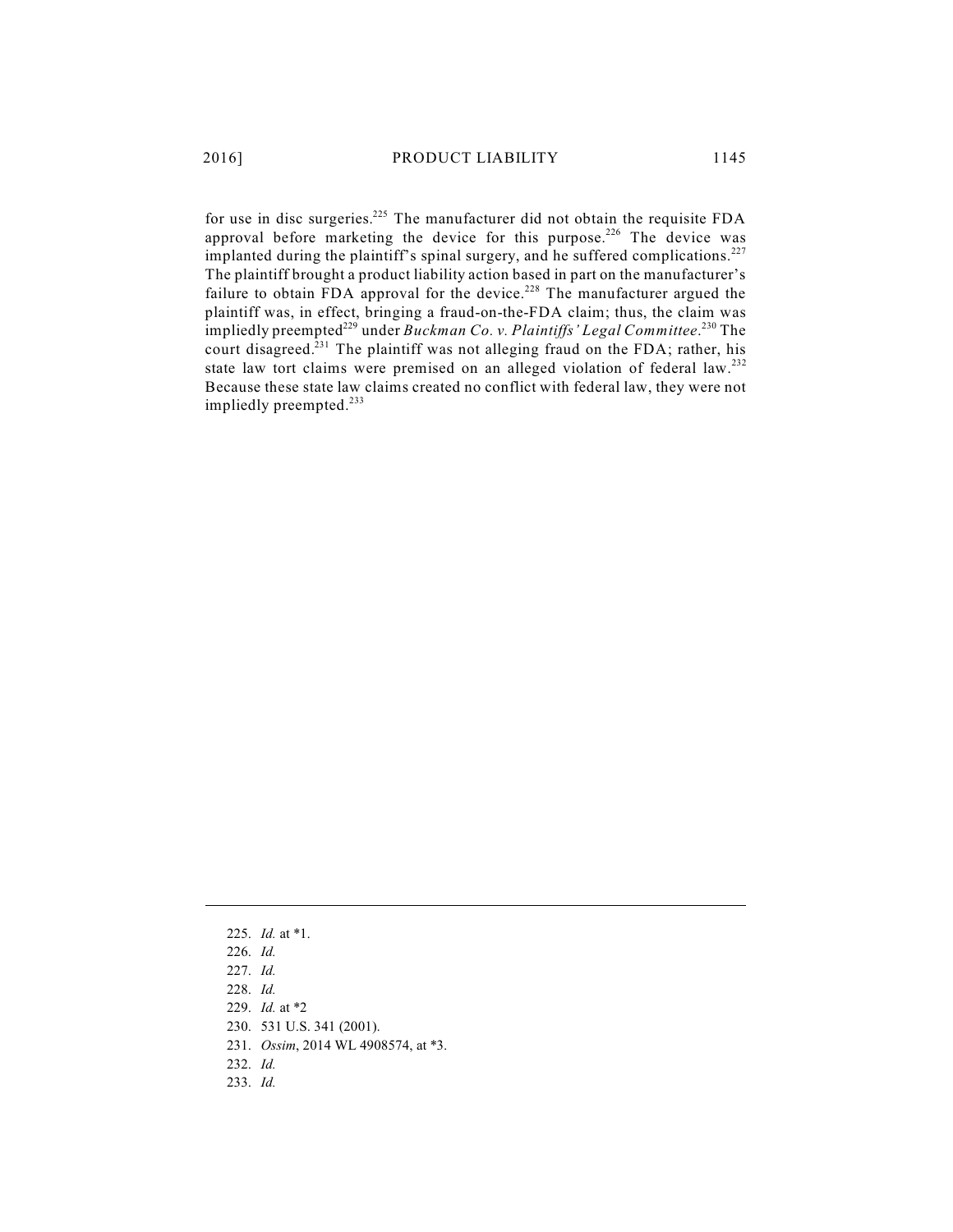for use in disc surgeries.[225] The manufacturer did not obtain the requisite FDA approval before marketing the device for this purpose.[226] The device was implanted during the plaintiff's spinal surgery, and he suffered complications.[227] The plaintiff brought a product liability action based in part on the manufacturer's failure to obtain FDA approval for the device.[228] The manufacturer argued the plaintiff was, in effect, bringing a fraud-on-the-FDA claim; thus, the claim was impliedly preempted[229] under *Buckman Co. v. Plaintiffs' Legal Committee*.[230] The court disagreed.[231] The plaintiff was not alleging fraud on the FDA; rather, his state law tort claims were premised on an alleged violation of federal law.[232] Because these state law claims created no conflict with federal law, they were not impliedly preempted.[233]

---

225. *Id.* at *1.
226. *Id.*
227. *Id.*
228. *Id.*
229. *Id.* at *2
230. 531 U.S. 341 (2001).
231. *Ossim*, 2014 WL 4908574, at *3.
232. *Id.*
233. *Id.*